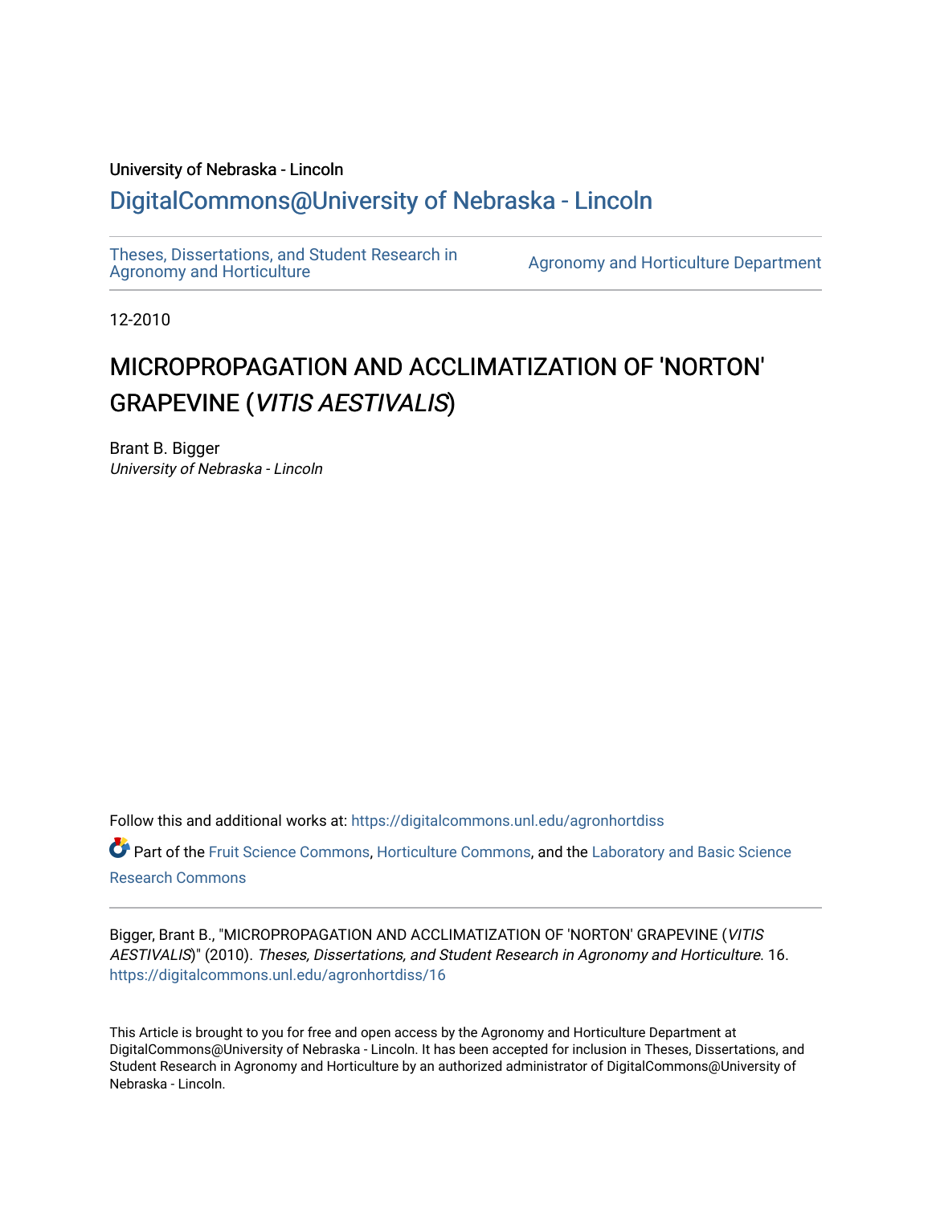University of Nebraska - Lincoln

## DigitalCommons@University of Nebraska - Lincoln

Theses, Dissertations, and Student Research in Agronomy and Horticulture

Agronomy and Horticulture Department

12-2010

# MICROPROPAGATION AND ACCLIMATIZATION OF 'NORTON' GRAPEVINE (*VITIS AESTIVALIS*)

Brant B. Bigger
*University of Nebraska - Lincoln*

Follow this and additional works at: https://digitalcommons.unl.edu/agronhortdiss

Part of the Fruit Science Commons, Horticulture Commons, and the Laboratory and Basic Science Research Commons

Bigger, Brant B., "MICROPROPAGATION AND ACCLIMATIZATION OF 'NORTON' GRAPEVINE (*VITIS AESTIVALIS*)" (2010). *Theses, Dissertations, and Student Research in Agronomy and Horticulture*. 16.
https://digitalcommons.unl.edu/agronhortdiss/16

This Article is brought to you for free and open access by the Agronomy and Horticulture Department at DigitalCommons@University of Nebraska - Lincoln. It has been accepted for inclusion in Theses, Dissertations, and Student Research in Agronomy and Horticulture by an authorized administrator of DigitalCommons@University of Nebraska - Lincoln.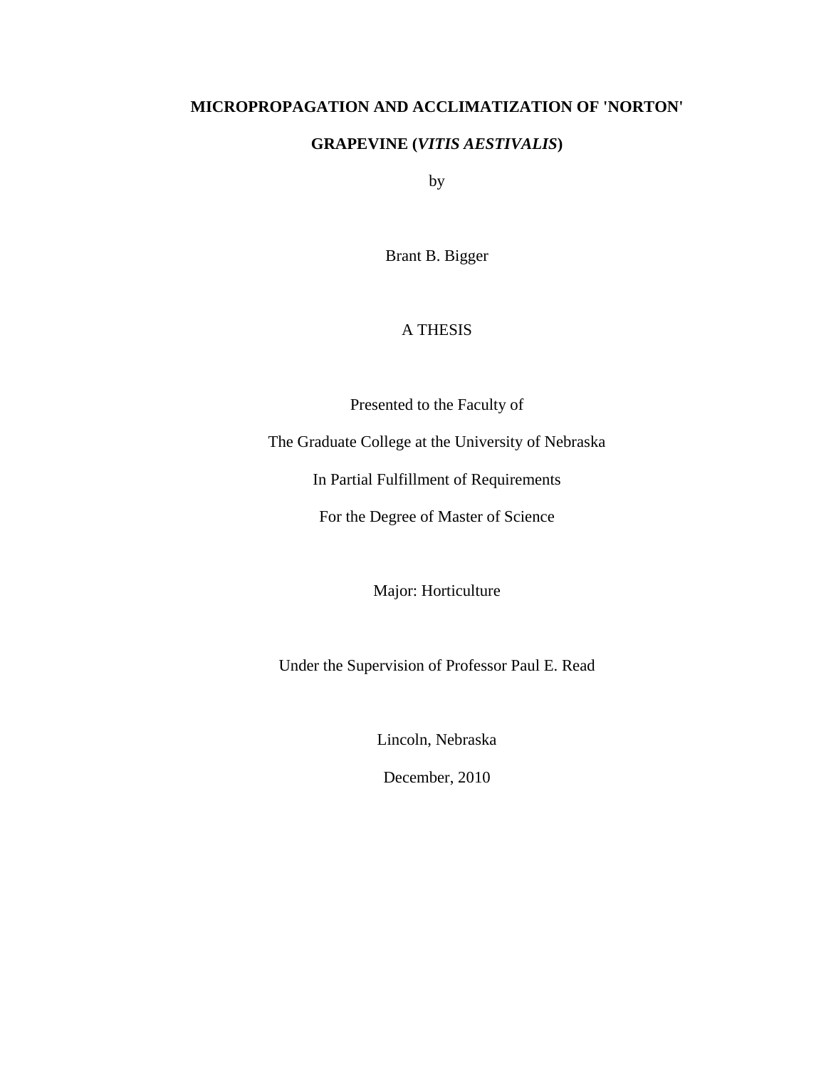# MICROPROPAGATION AND ACCLIMATIZATION OF 'NORTON' GRAPEVINE (*VITIS AESTIVALIS*)

by

Brant B. Bigger

A THESIS

Presented to the Faculty of

The Graduate College at the University of Nebraska

In Partial Fulfillment of Requirements

For the Degree of Master of Science

Major: Horticulture

Under the Supervision of Professor Paul E. Read

Lincoln, Nebraska

December, 2010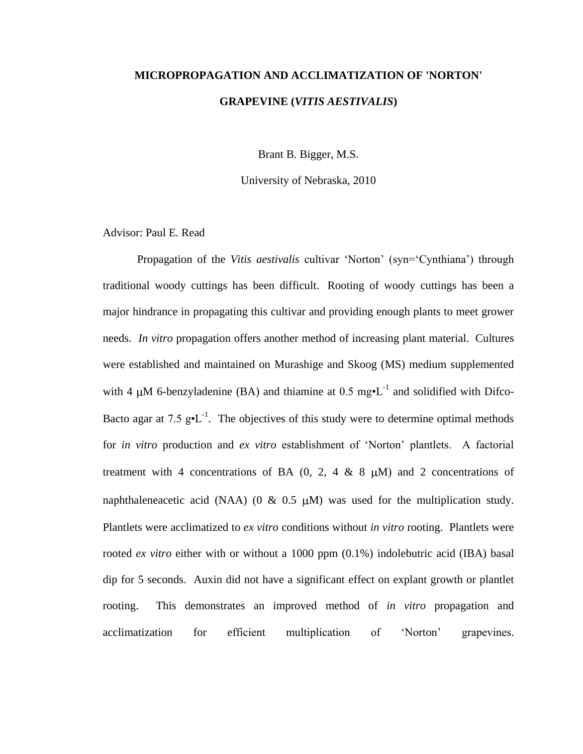# MICROPROPAGATION AND ACCLIMATIZATION OF 'NORTON' GRAPEVINE (*VITIS AESTIVALIS*)

Brant B. Bigger, M.S.

University of Nebraska, 2010

Advisor: Paul E. Read

Propagation of the *Vitis aestivalis* cultivar 'Norton' (syn='Cynthiana') through traditional woody cuttings has been difficult. Rooting of woody cuttings has been a major hindrance in propagating this cultivar and providing enough plants to meet grower needs. *In vitro* propagation offers another method of increasing plant material. Cultures were established and maintained on Murashige and Skoog (MS) medium supplemented with 4 μM 6-benzyladenine (BA) and thiamine at 0.5 mg•L$^{-1}$ and solidified with Difco-Bacto agar at 7.5 g•L$^{-1}$. The objectives of this study were to determine optimal methods for *in vitro* production and *ex vitro* establishment of 'Norton' plantlets. A factorial treatment with 4 concentrations of BA (0, 2, 4 & 8 μM) and 2 concentrations of naphthaleneacetic acid (NAA) (0 & 0.5 μM) was used for the multiplication study. Plantlets were acclimatized to *ex vitro* conditions without *in vitro* rooting. Plantlets were rooted *ex vitro* either with or without a 1000 ppm (0.1%) indolebutric acid (IBA) basal dip for 5 seconds. Auxin did not have a significant effect on explant growth or plantlet rooting. This demonstrates an improved method of *in vitro* propagation and acclimatization for efficient multiplication of 'Norton' grapevines.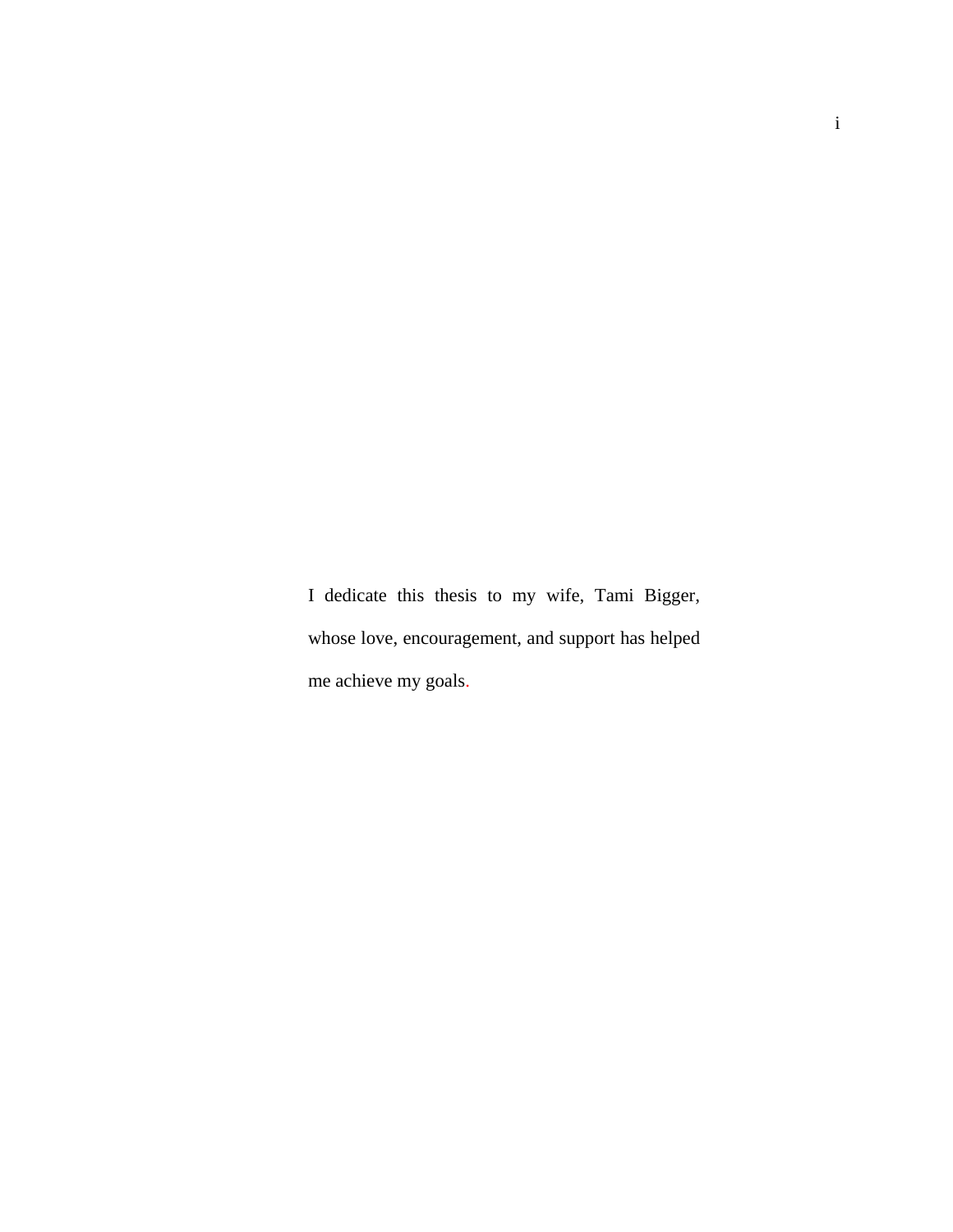I dedicate this thesis to my wife, Tami Bigger, whose love, encouragement, and support has helped me achieve my goals.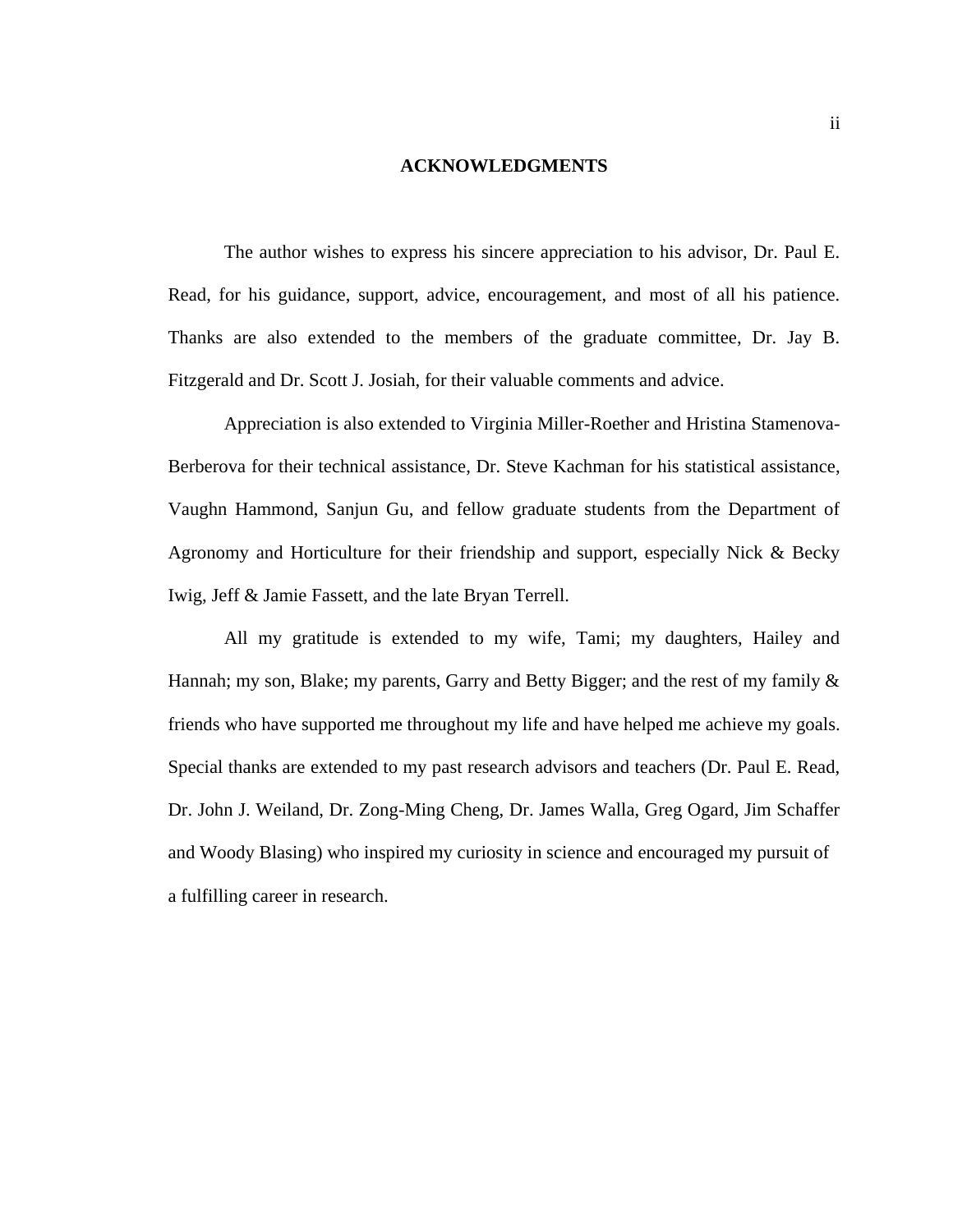## ACKNOWLEDGMENTS

The author wishes to express his sincere appreciation to his advisor, Dr. Paul E. Read, for his guidance, support, advice, encouragement, and most of all his patience. Thanks are also extended to the members of the graduate committee, Dr. Jay B. Fitzgerald and Dr. Scott J. Josiah, for their valuable comments and advice.

Appreciation is also extended to Virginia Miller-Roether and Hristina Stamenova-Berberova for their technical assistance, Dr. Steve Kachman for his statistical assistance, Vaughn Hammond, Sanjun Gu, and fellow graduate students from the Department of Agronomy and Horticulture for their friendship and support, especially Nick & Becky Iwig, Jeff & Jamie Fassett, and the late Bryan Terrell.

All my gratitude is extended to my wife, Tami; my daughters, Hailey and Hannah; my son, Blake; my parents, Garry and Betty Bigger; and the rest of my family & friends who have supported me throughout my life and have helped me achieve my goals. Special thanks are extended to my past research advisors and teachers (Dr. Paul E. Read, Dr. John J. Weiland, Dr. Zong-Ming Cheng, Dr. James Walla, Greg Ogard, Jim Schaffer and Woody Blasing) who inspired my curiosity in science and encouraged my pursuit of a fulfilling career in research.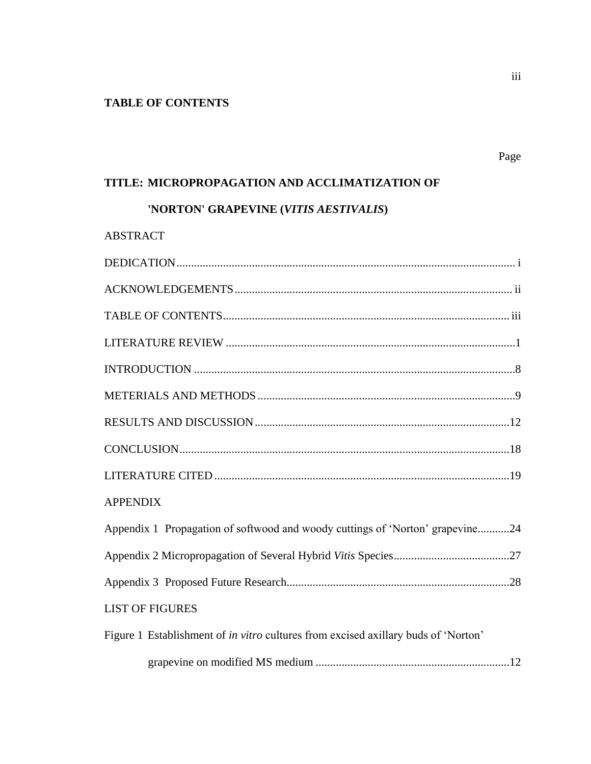## TABLE OF CONTENTS

Page

**TITLE: MICROPROPAGATION AND ACCLIMATIZATION OF 'NORTON' GRAPEVINE (*VITIS AESTIVALIS*)**

ABSTRACT

DEDICATION....................................................................................................................... i

ACKNOWLEDGEMENTS................................................................................................ ii

TABLE OF CONTENTS.................................................................................................. iii

LITERATURE REVIEW ....................................................................................................1

INTRODUCTION ...............................................................................................................8

METERIALS AND METHODS .........................................................................................9

RESULTS AND DISCUSSION........................................................................................12

CONCLUSION..................................................................................................................18

LITERATURE CITED ......................................................................................................19

APPENDIX

Appendix 1 Propagation of softwood and woody cuttings of 'Norton' grapevine...........24

Appendix 2 Micropropagation of Several Hybrid *Vitis* Species........................................27

Appendix 3 Proposed Future Research.............................................................................28

LIST OF FIGURES

Figure 1 Establishment of *in vitro* cultures from excised axillary buds of 'Norton' grapevine on modified MS medium ...................................................................12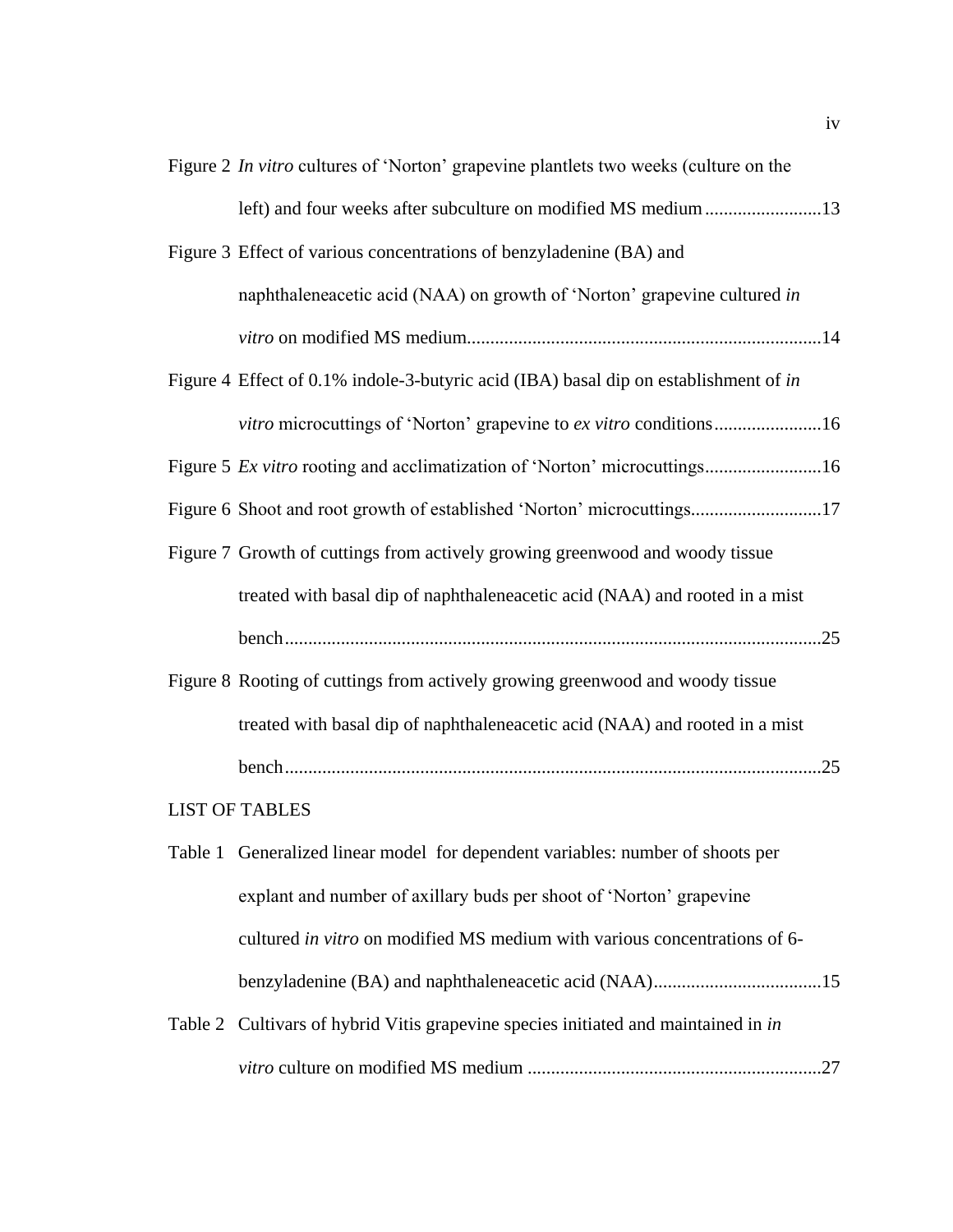Figure 2 *In vitro* cultures of 'Norton' grapevine plantlets two weeks (culture on the left) and four weeks after subculture on modified MS medium .........................13

Figure 3 Effect of various concentrations of benzyladenine (BA) and naphthaleneacetic acid (NAA) on growth of 'Norton' grapevine cultured *in vitro* on modified MS medium...........................................................................14

Figure 4 Effect of 0.1% indole-3-butyric acid (IBA) basal dip on establishment of *in vitro* microcuttings of 'Norton' grapevine to *ex vitro* conditions.......................16

Figure 5 *Ex vitro* rooting and acclimatization of 'Norton' microcuttings.........................16

Figure 6 Shoot and root growth of established 'Norton' microcuttings............................17

Figure 7 Growth of cuttings from actively growing greenwood and woody tissue treated with basal dip of naphthaleneacetic acid (NAA) and rooted in a mist bench..................................................................................................................25

Figure 8 Rooting of cuttings from actively growing greenwood and woody tissue treated with basal dip of naphthaleneacetic acid (NAA) and rooted in a mist bench..................................................................................................................25

LIST OF TABLES

Table 1 Generalized linear model for dependent variables: number of shoots per explant and number of axillary buds per shoot of 'Norton' grapevine cultured *in vitro* on modified MS medium with various concentrations of 6-benzyladenine (BA) and naphthaleneacetic acid (NAA)....................................15

Table 2 Cultivars of hybrid Vitis grapevine species initiated and maintained in *in vitro* culture on modified MS medium ...............................................................27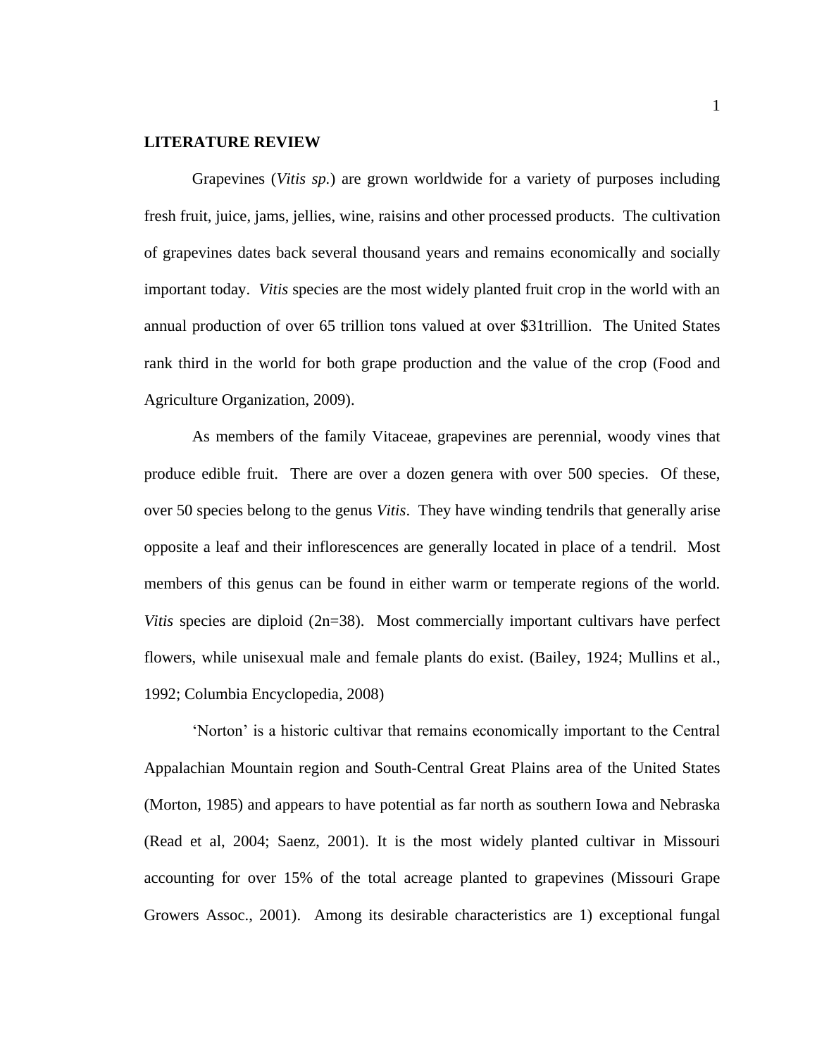**LITERATURE REVIEW**

Grapevines (*Vitis sp.*) are grown worldwide for a variety of purposes including fresh fruit, juice, jams, jellies, wine, raisins and other processed products. The cultivation of grapevines dates back several thousand years and remains economically and socially important today. *Vitis* species are the most widely planted fruit crop in the world with an annual production of over 65 trillion tons valued at over $31trillion. The United States rank third in the world for both grape production and the value of the crop (Food and Agriculture Organization, 2009).

As members of the family Vitaceae, grapevines are perennial, woody vines that produce edible fruit. There are over a dozen genera with over 500 species. Of these, over 50 species belong to the genus *Vitis*. They have winding tendrils that generally arise opposite a leaf and their inflorescences are generally located in place of a tendril. Most members of this genus can be found in either warm or temperate regions of the world. *Vitis* species are diploid (2n=38). Most commercially important cultivars have perfect flowers, while unisexual male and female plants do exist. (Bailey, 1924; Mullins et al., 1992; Columbia Encyclopedia, 2008)

'Norton' is a historic cultivar that remains economically important to the Central Appalachian Mountain region and South-Central Great Plains area of the United States (Morton, 1985) and appears to have potential as far north as southern Iowa and Nebraska (Read et al, 2004; Saenz, 2001). It is the most widely planted cultivar in Missouri accounting for over 15% of the total acreage planted to grapevines (Missouri Grape Growers Assoc., 2001). Among its desirable characteristics are 1) exceptional fungal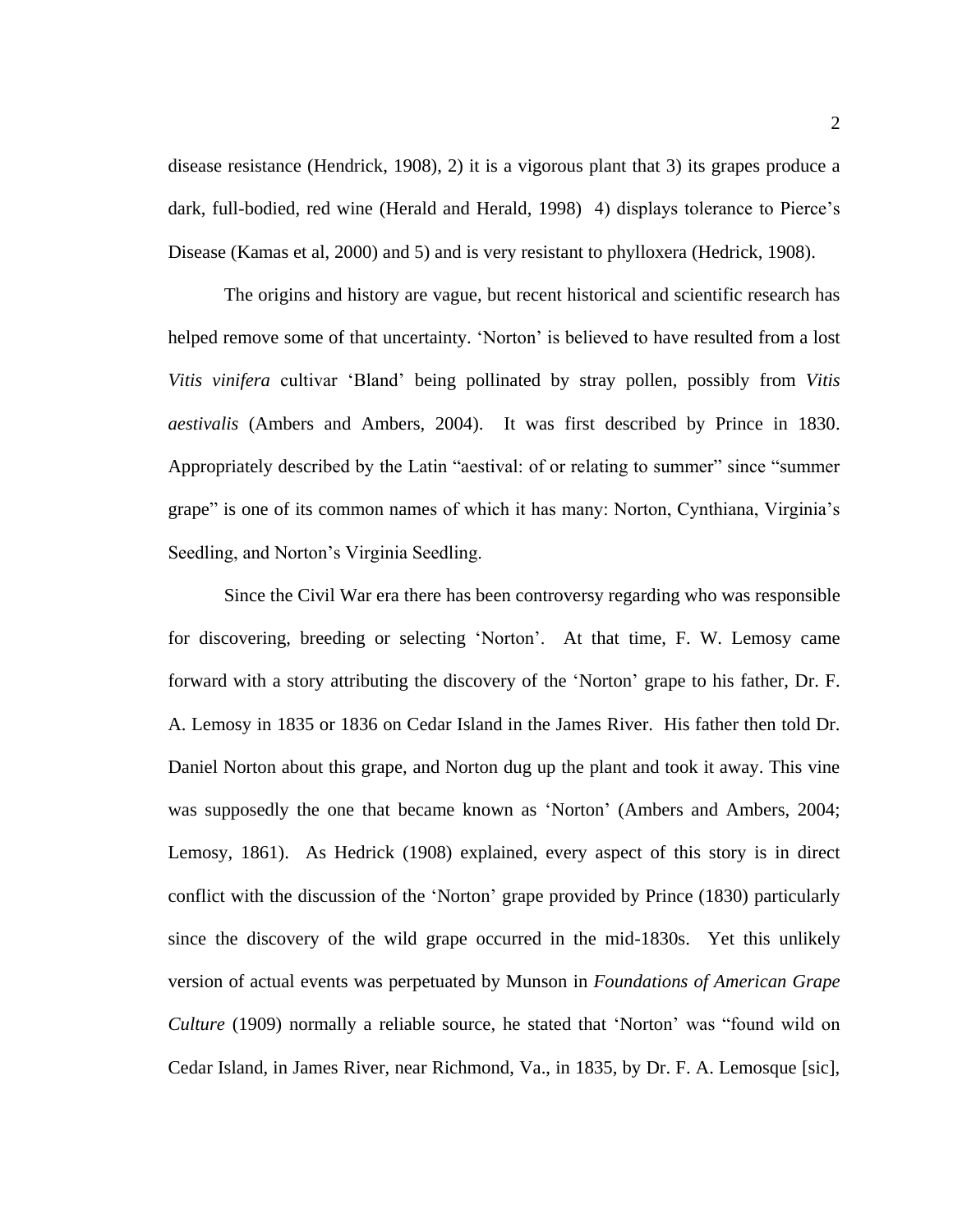disease resistance (Hendrick, 1908), 2) it is a vigorous plant that 3) its grapes produce a dark, full-bodied, red wine (Herald and Herald, 1998)  4) displays tolerance to Pierce's Disease (Kamas et al, 2000) and 5) and is very resistant to phylloxera (Hedrick, 1908).

The origins and history are vague, but recent historical and scientific research has helped remove some of that uncertainty. 'Norton' is believed to have resulted from a lost *Vitis vinifera* cultivar 'Bland' being pollinated by stray pollen, possibly from *Vitis aestivalis* (Ambers and Ambers, 2004).  It was first described by Prince in 1830. Appropriately described by the Latin "aestival: of or relating to summer" since "summer grape" is one of its common names of which it has many: Norton, Cynthiana, Virginia's Seedling, and Norton's Virginia Seedling.

Since the Civil War era there has been controversy regarding who was responsible for discovering, breeding or selecting 'Norton'.  At that time, F. W. Lemosy came forward with a story attributing the discovery of the 'Norton' grape to his father, Dr. F. A. Lemosy in 1835 or 1836 on Cedar Island in the James River.  His father then told Dr. Daniel Norton about this grape, and Norton dug up the plant and took it away. This vine was supposedly the one that became known as 'Norton' (Ambers and Ambers, 2004; Lemosy, 1861).  As Hedrick (1908) explained, every aspect of this story is in direct conflict with the discussion of the 'Norton' grape provided by Prince (1830) particularly since the discovery of the wild grape occurred in the mid-1830s.  Yet this unlikely version of actual events was perpetuated by Munson in *Foundations of American Grape Culture* (1909) normally a reliable source, he stated that 'Norton' was "found wild on Cedar Island, in James River, near Richmond, Va., in 1835, by Dr. F. A. Lemosque [sic],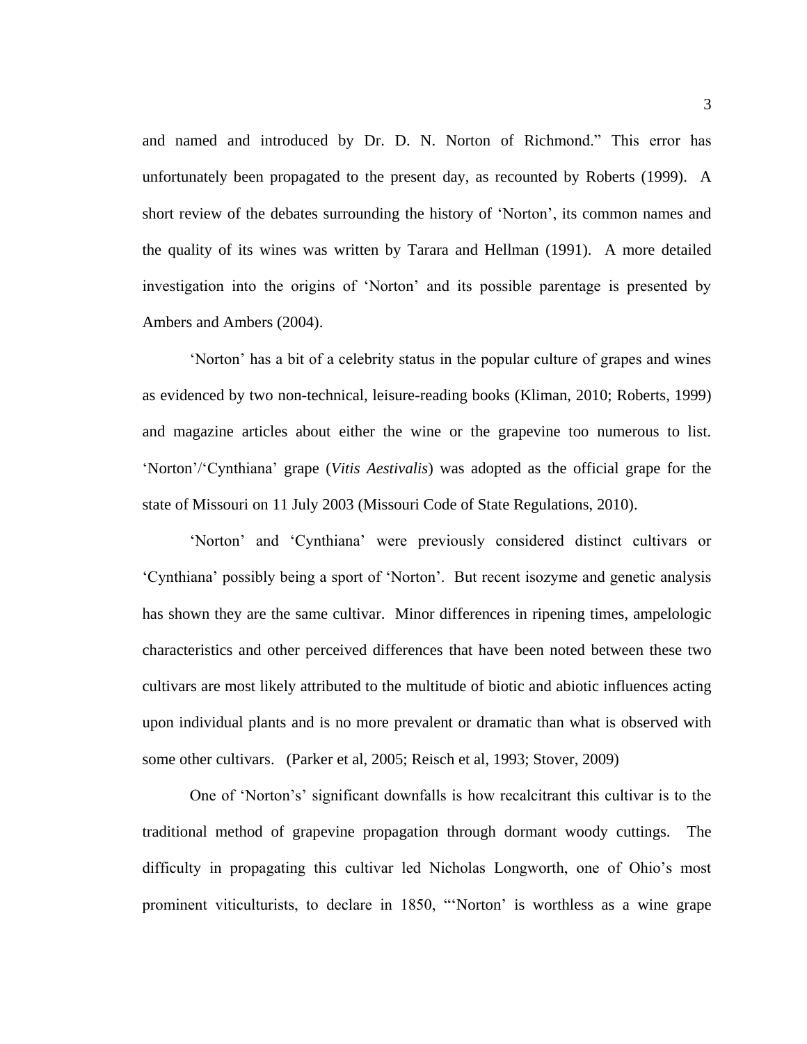and named and introduced by Dr. D. N. Norton of Richmond." This error has unfortunately been propagated to the present day, as recounted by Roberts (1999). A short review of the debates surrounding the history of 'Norton', its common names and the quality of its wines was written by Tarara and Hellman (1991). A more detailed investigation into the origins of 'Norton' and its possible parentage is presented by Ambers and Ambers (2004).

'Norton' has a bit of a celebrity status in the popular culture of grapes and wines as evidenced by two non-technical, leisure-reading books (Kliman, 2010; Roberts, 1999) and magazine articles about either the wine or the grapevine too numerous to list. 'Norton'/'Cynthiana' grape (*Vitis Aestivalis*) was adopted as the official grape for the state of Missouri on 11 July 2003 (Missouri Code of State Regulations, 2010).

'Norton' and 'Cynthiana' were previously considered distinct cultivars or 'Cynthiana' possibly being a sport of 'Norton'. But recent isozyme and genetic analysis has shown they are the same cultivar. Minor differences in ripening times, ampelologic characteristics and other perceived differences that have been noted between these two cultivars are most likely attributed to the multitude of biotic and abiotic influences acting upon individual plants and is no more prevalent or dramatic than what is observed with some other cultivars. (Parker et al, 2005; Reisch et al, 1993; Stover, 2009)

One of 'Norton's' significant downfalls is how recalcitrant this cultivar is to the traditional method of grapevine propagation through dormant woody cuttings. The difficulty in propagating this cultivar led Nicholas Longworth, one of Ohio's most prominent viticulturists, to declare in 1850, "'Norton' is worthless as a wine grape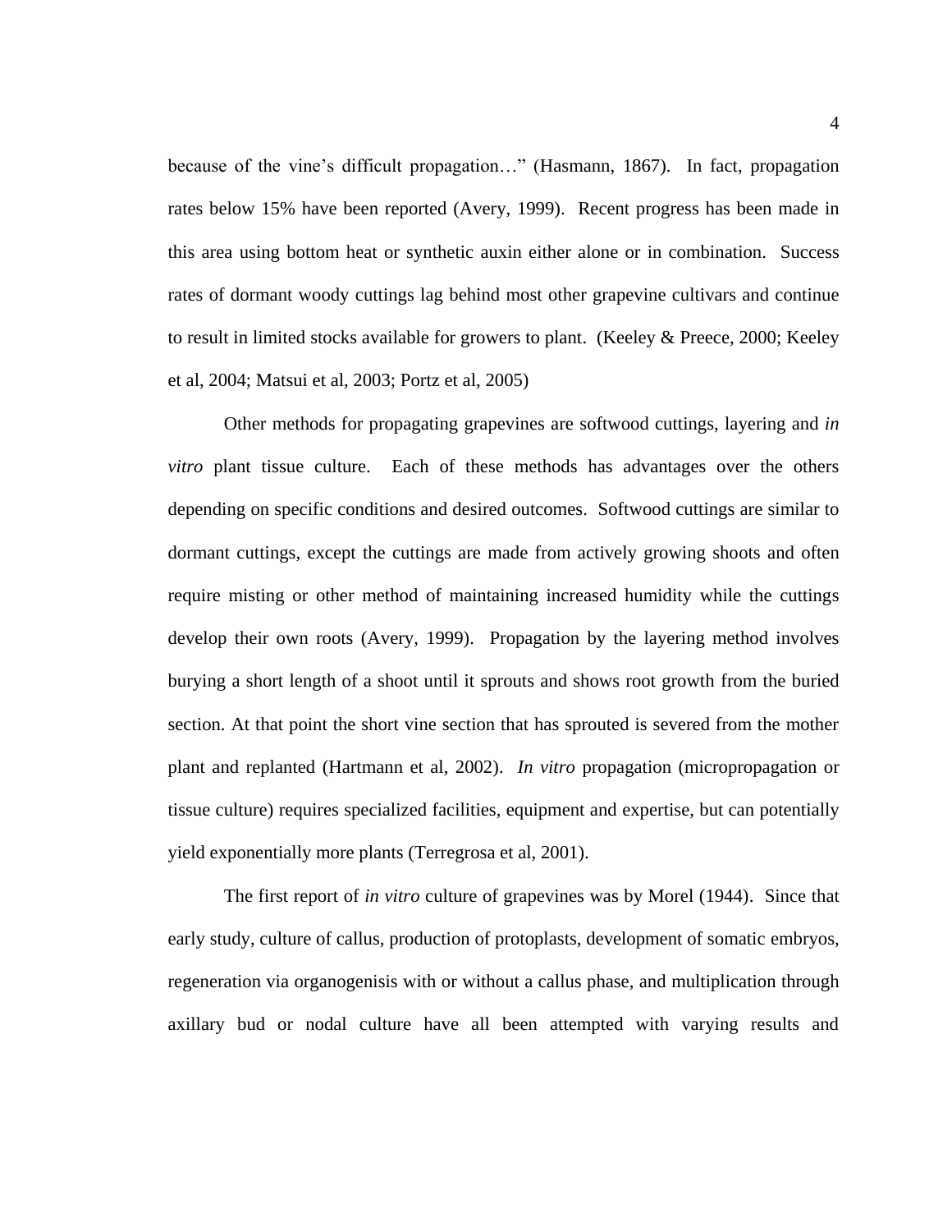because of the vine's difficult propagation…" (Hasmann, 1867). In fact, propagation rates below 15% have been reported (Avery, 1999). Recent progress has been made in this area using bottom heat or synthetic auxin either alone or in combination. Success rates of dormant woody cuttings lag behind most other grapevine cultivars and continue to result in limited stocks available for growers to plant. (Keeley & Preece, 2000; Keeley et al, 2004; Matsui et al, 2003; Portz et al, 2005)

Other methods for propagating grapevines are softwood cuttings, layering and *in vitro* plant tissue culture. Each of these methods has advantages over the others depending on specific conditions and desired outcomes. Softwood cuttings are similar to dormant cuttings, except the cuttings are made from actively growing shoots and often require misting or other method of maintaining increased humidity while the cuttings develop their own roots (Avery, 1999). Propagation by the layering method involves burying a short length of a shoot until it sprouts and shows root growth from the buried section. At that point the short vine section that has sprouted is severed from the mother plant and replanted (Hartmann et al, 2002). *In vitro* propagation (micropropagation or tissue culture) requires specialized facilities, equipment and expertise, but can potentially yield exponentially more plants (Terregrosa et al, 2001).

The first report of *in vitro* culture of grapevines was by Morel (1944). Since that early study, culture of callus, production of protoplasts, development of somatic embryos, regeneration via organogenisis with or without a callus phase, and multiplication through axillary bud or nodal culture have all been attempted with varying results and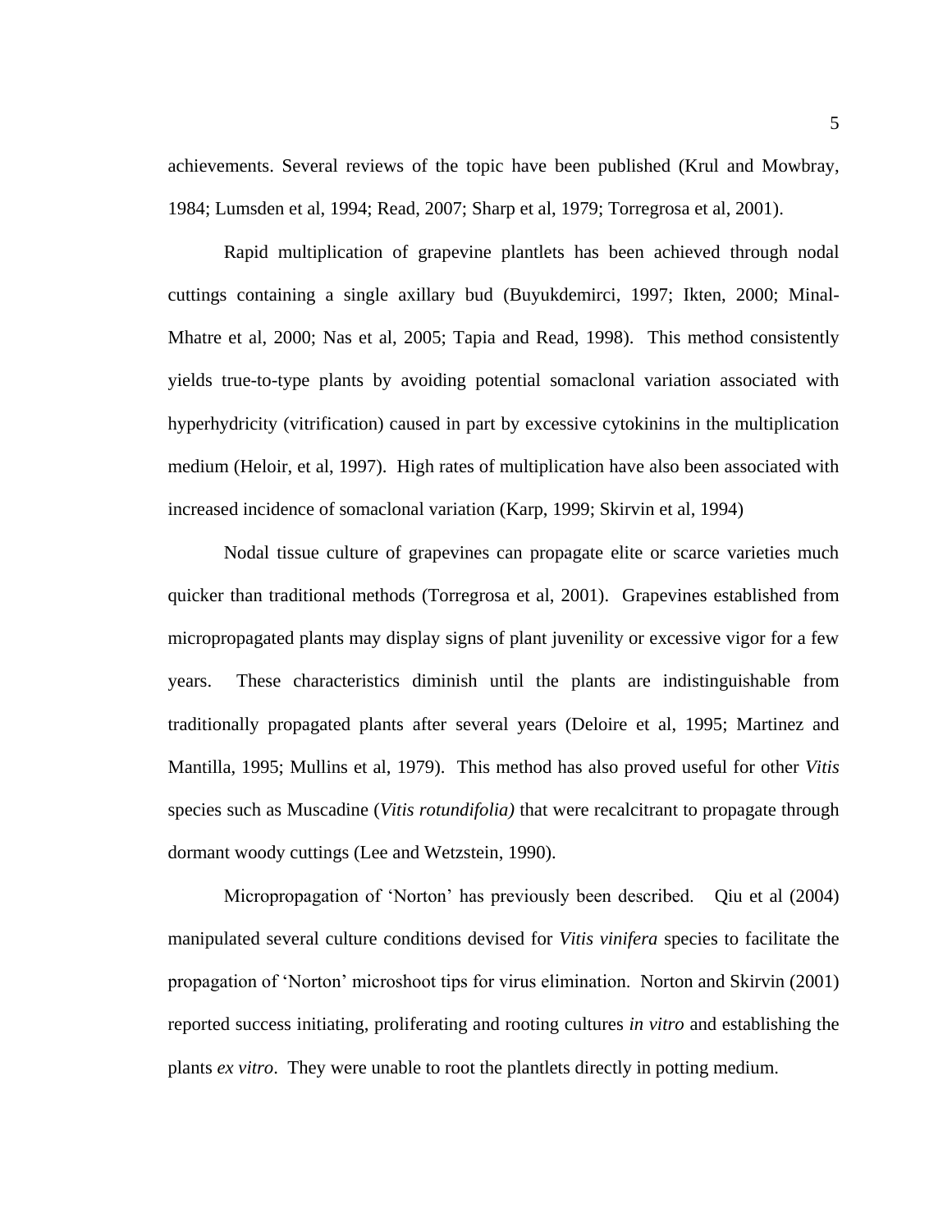achievements. Several reviews of the topic have been published (Krul and Mowbray, 1984; Lumsden et al, 1994; Read, 2007; Sharp et al, 1979; Torregrosa et al, 2001).

Rapid multiplication of grapevine plantlets has been achieved through nodal cuttings containing a single axillary bud (Buyukdemirci, 1997; Ikten, 2000; Minal-Mhatre et al, 2000; Nas et al, 2005; Tapia and Read, 1998). This method consistently yields true-to-type plants by avoiding potential somaclonal variation associated with hyperhydricity (vitrification) caused in part by excessive cytokinins in the multiplication medium (Heloir, et al, 1997). High rates of multiplication have also been associated with increased incidence of somaclonal variation (Karp, 1999; Skirvin et al, 1994)

Nodal tissue culture of grapevines can propagate elite or scarce varieties much quicker than traditional methods (Torregrosa et al, 2001). Grapevines established from micropropagated plants may display signs of plant juvenility or excessive vigor for a few years. These characteristics diminish until the plants are indistinguishable from traditionally propagated plants after several years (Deloire et al, 1995; Martinez and Mantilla, 1995; Mullins et al, 1979). This method has also proved useful for other *Vitis* species such as Muscadine (*Vitis rotundifolia)* that were recalcitrant to propagate through dormant woody cuttings (Lee and Wetzstein, 1990).

Micropropagation of 'Norton' has previously been described. Qiu et al (2004) manipulated several culture conditions devised for *Vitis vinifera* species to facilitate the propagation of 'Norton' microshoot tips for virus elimination. Norton and Skirvin (2001) reported success initiating, proliferating and rooting cultures *in vitro* and establishing the plants *ex vitro*. They were unable to root the plantlets directly in potting medium.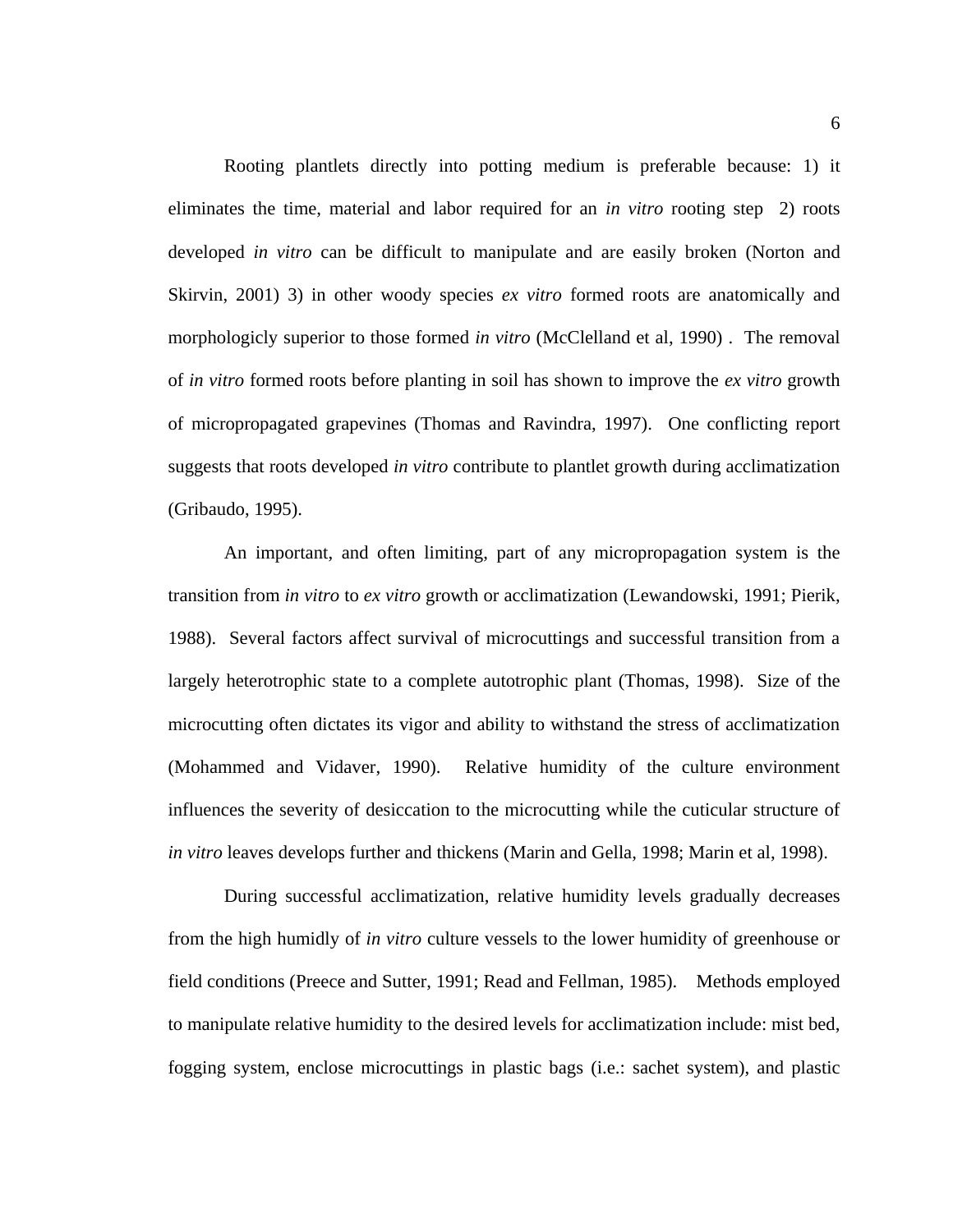Rooting plantlets directly into potting medium is preferable because: 1) it eliminates the time, material and labor required for an *in vitro* rooting step  2) roots developed *in vitro* can be difficult to manipulate and are easily broken (Norton and Skirvin, 2001) 3) in other woody species *ex vitro* formed roots are anatomically and morphologicly superior to those formed *in vitro* (McClelland et al, 1990) .  The removal of *in vitro* formed roots before planting in soil has shown to improve the *ex vitro* growth of micropropagated grapevines (Thomas and Ravindra, 1997).  One conflicting report suggests that roots developed *in vitro* contribute to plantlet growth during acclimatization (Gribaudo, 1995).

An important, and often limiting, part of any micropropagation system is the transition from *in vitro* to *ex vitro* growth or acclimatization (Lewandowski, 1991; Pierik, 1988).  Several factors affect survival of microcuttings and successful transition from a largely heterotrophic state to a complete autotrophic plant (Thomas, 1998).  Size of the microcutting often dictates its vigor and ability to withstand the stress of acclimatization (Mohammed and Vidaver, 1990).  Relative humidity of the culture environment influences the severity of desiccation to the microcutting while the cuticular structure of *in vitro* leaves develops further and thickens (Marin and Gella, 1998; Marin et al, 1998).

During successful acclimatization, relative humidity levels gradually decreases from the high humidly of *in vitro* culture vessels to the lower humidity of greenhouse or field conditions (Preece and Sutter, 1991; Read and Fellman, 1985).   Methods employed to manipulate relative humidity to the desired levels for acclimatization include: mist bed, fogging system, enclose microcuttings in plastic bags (i.e.: sachet system), and plastic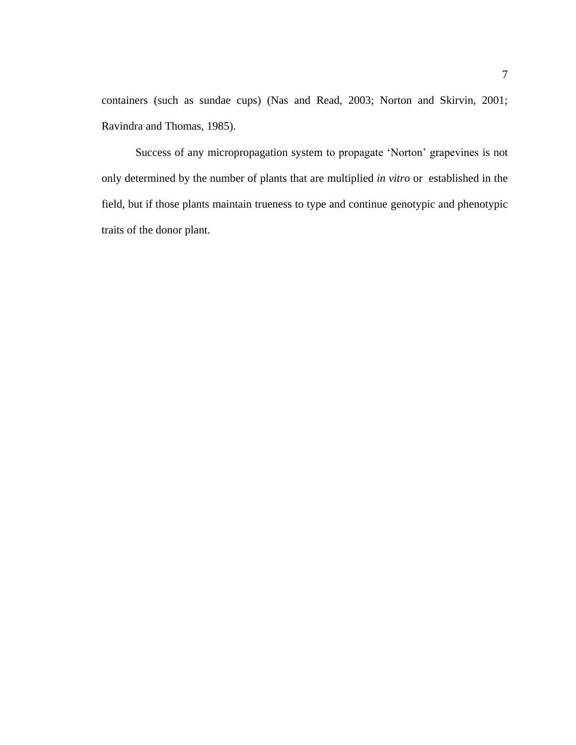containers (such as sundae cups) (Nas and Read, 2003; Norton and Skirvin, 2001; Ravindra and Thomas, 1985).

Success of any micropropagation system to propagate 'Norton' grapevines is not only determined by the number of plants that are multiplied *in vitro* or established in the field, but if those plants maintain trueness to type and continue genotypic and phenotypic traits of the donor plant.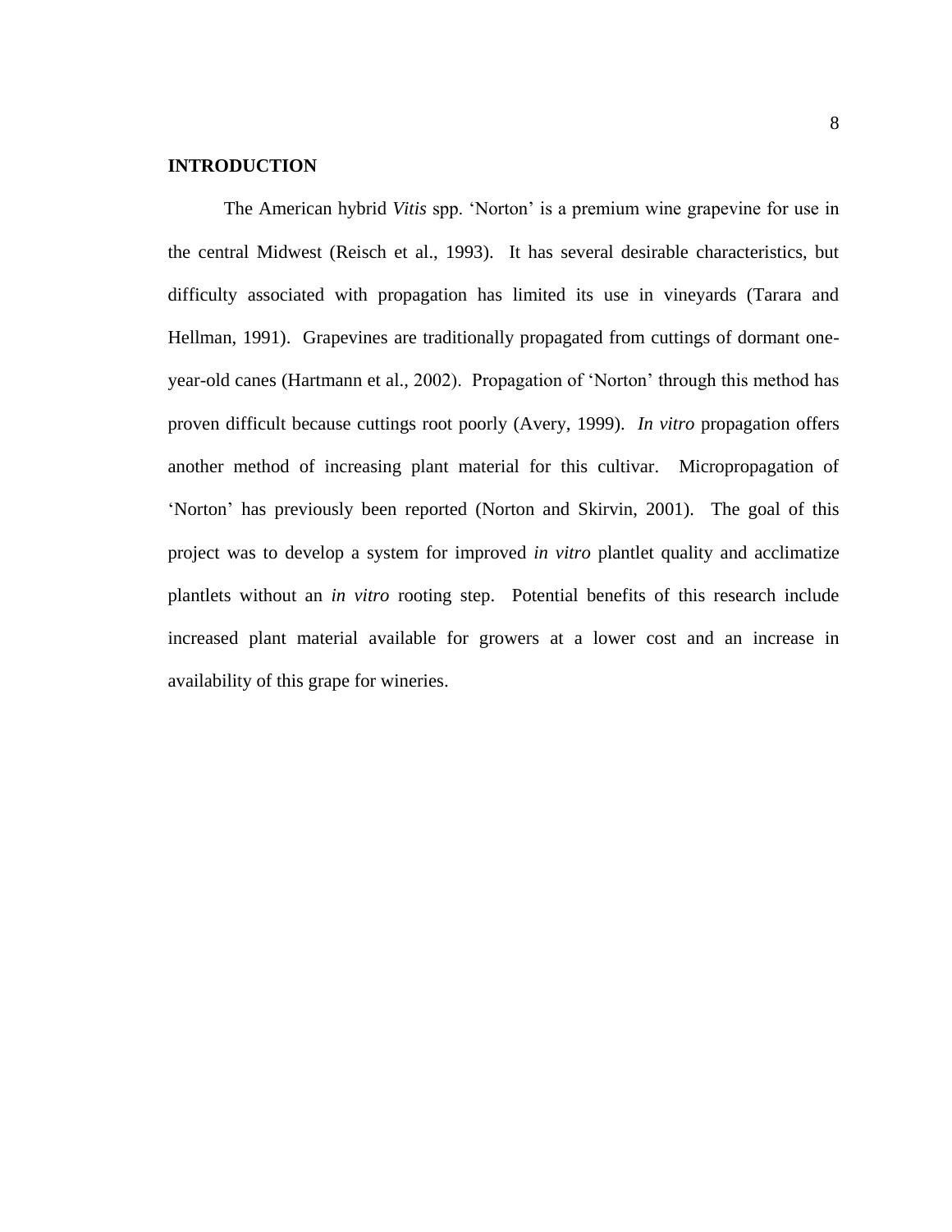## INTRODUCTION

The American hybrid *Vitis* spp. 'Norton' is a premium wine grapevine for use in the central Midwest (Reisch et al., 1993). It has several desirable characteristics, but difficulty associated with propagation has limited its use in vineyards (Tarara and Hellman, 1991). Grapevines are traditionally propagated from cuttings of dormant one-year-old canes (Hartmann et al., 2002). Propagation of 'Norton' through this method has proven difficult because cuttings root poorly (Avery, 1999). *In vitro* propagation offers another method of increasing plant material for this cultivar. Micropropagation of 'Norton' has previously been reported (Norton and Skirvin, 2001). The goal of this project was to develop a system for improved *in vitro* plantlet quality and acclimatize plantlets without an *in vitro* rooting step. Potential benefits of this research include increased plant material available for growers at a lower cost and an increase in availability of this grape for wineries.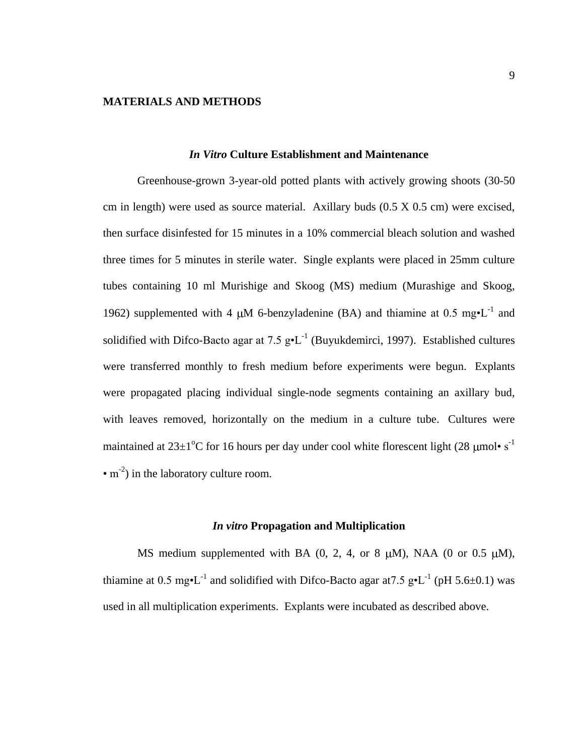# MATERIALS AND METHODS

## *In Vitro* Culture Establishment and Maintenance

Greenhouse-grown 3-year-old potted plants with actively growing shoots (30-50 cm in length) were used as source material. Axillary buds (0.5 X 0.5 cm) were excised, then surface disinfested for 15 minutes in a 10% commercial bleach solution and washed three times for 5 minutes in sterile water. Single explants were placed in 25mm culture tubes containing 10 ml Murishige and Skoog (MS) medium (Murashige and Skoog, 1962) supplemented with 4 $\mu$M 6-benzyladenine (BA) and thiamine at 0.5 mg•L$^{-1}$ and solidified with Difco-Bacto agar at 7.5 g•L$^{-1}$ (Buyukdemirci, 1997). Established cultures were transferred monthly to fresh medium before experiments were begun. Explants were propagated placing individual single-node segments containing an axillary bud, with leaves removed, horizontally on the medium in a culture tube. Cultures were maintained at 23±1$^{o}$C for 16 hours per day under cool white florescent light (28 $\mu$mol• s$^{-1}$ • m$^{-2}$) in the laboratory culture room.

## *In vitro* Propagation and Multiplication

MS medium supplemented with BA (0, 2, 4, or 8 $\mu$M), NAA (0 or 0.5 $\mu$M), thiamine at 0.5 mg•L$^{-1}$ and solidified with Difco-Bacto agar at7.5 g•L$^{-1}$ (pH 5.6±0.1) was used in all multiplication experiments. Explants were incubated as described above.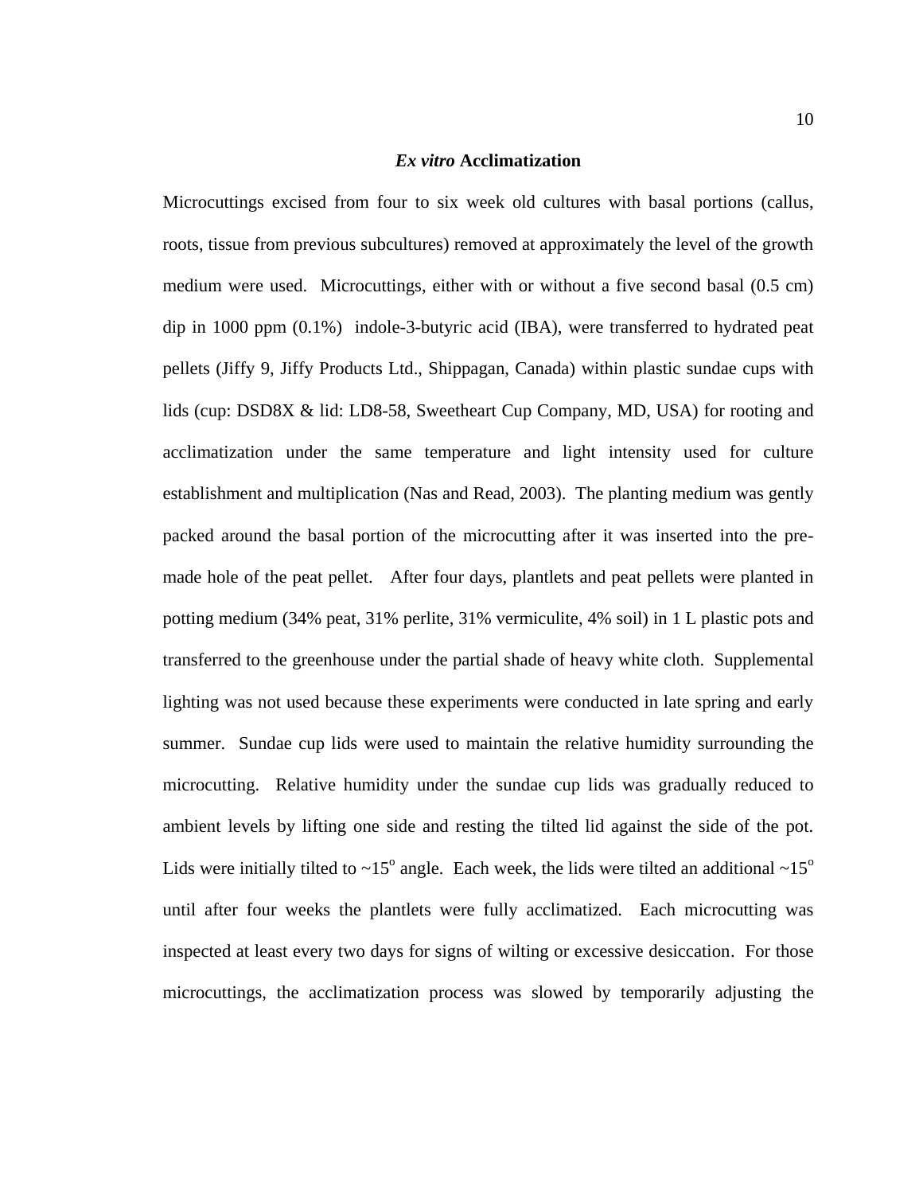### *Ex vitro* Acclimatization

Microcuttings excised from four to six week old cultures with basal portions (callus, roots, tissue from previous subcultures) removed at approximately the level of the growth medium were used. Microcuttings, either with or without a five second basal (0.5 cm) dip in 1000 ppm (0.1%) indole-3-butyric acid (IBA), were transferred to hydrated peat pellets (Jiffy 9, Jiffy Products Ltd., Shippagan, Canada) within plastic sundae cups with lids (cup: DSD8X & lid: LD8-58, Sweetheart Cup Company, MD, USA) for rooting and acclimatization under the same temperature and light intensity used for culture establishment and multiplication (Nas and Read, 2003). The planting medium was gently packed around the basal portion of the microcutting after it was inserted into the pre-made hole of the peat pellet. After four days, plantlets and peat pellets were planted in potting medium (34% peat, 31% perlite, 31% vermiculite, 4% soil) in 1 L plastic pots and transferred to the greenhouse under the partial shade of heavy white cloth. Supplemental lighting was not used because these experiments were conducted in late spring and early summer. Sundae cup lids were used to maintain the relative humidity surrounding the microcutting. Relative humidity under the sundae cup lids was gradually reduced to ambient levels by lifting one side and resting the tilted lid against the side of the pot. Lids were initially tilted to ~15$^{o}$ angle. Each week, the lids were tilted an additional ~15$^{o}$ until after four weeks the plantlets were fully acclimatized. Each microcutting was inspected at least every two days for signs of wilting or excessive desiccation. For those microcuttings, the acclimatization process was slowed by temporarily adjusting the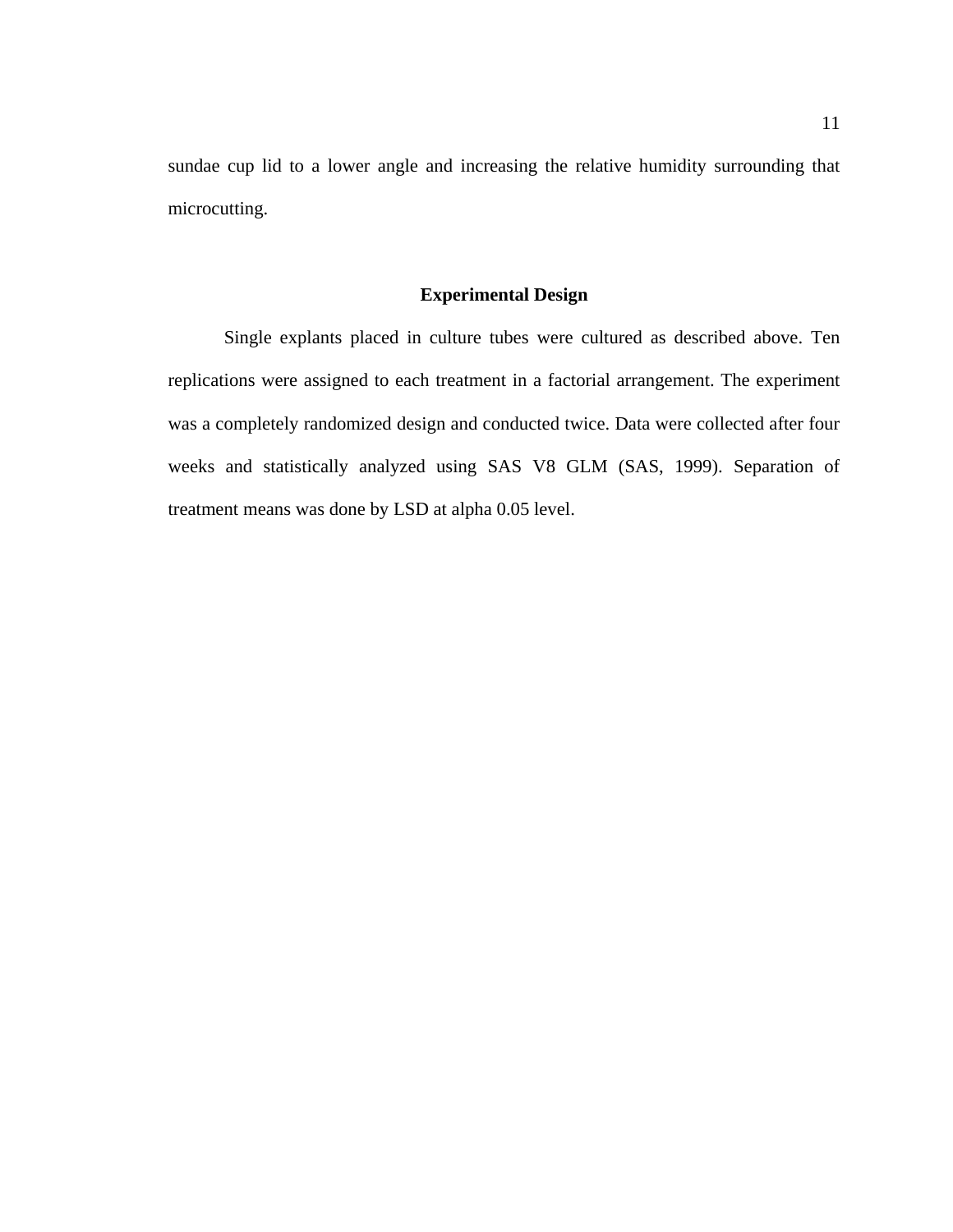sundae cup lid to a lower angle and increasing the relative humidity surrounding that microcutting.

## Experimental Design

Single explants placed in culture tubes were cultured as described above. Ten replications were assigned to each treatment in a factorial arrangement. The experiment was a completely randomized design and conducted twice. Data were collected after four weeks and statistically analyzed using SAS V8 GLM (SAS, 1999). Separation of treatment means was done by LSD at alpha 0.05 level.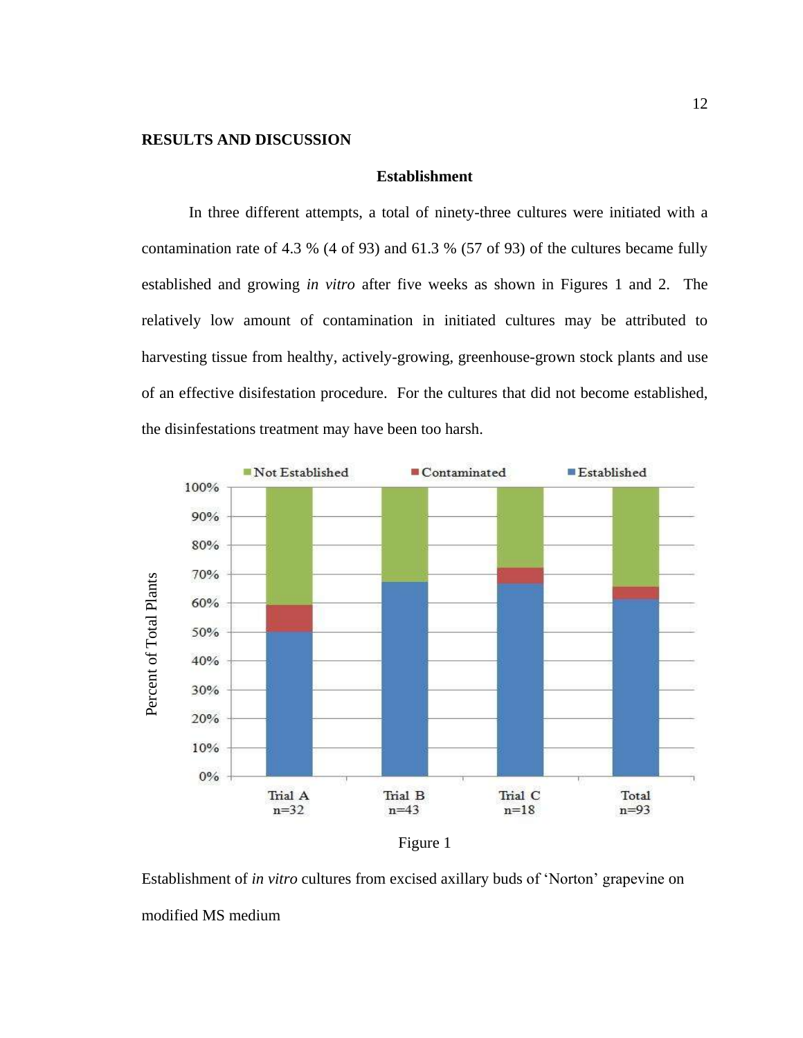## RESULTS AND DISCUSSION

### Establishment

In three different attempts, a total of ninety-three cultures were initiated with a contamination rate of 4.3 % (4 of 93) and 61.3 % (57 of 93) of the cultures became fully established and growing *in vitro* after five weeks as shown in Figures 1 and 2. The relatively low amount of contamination in initiated cultures may be attributed to harvesting tissue from healthy, actively-growing, greenhouse-grown stock plants and use of an effective disifestation procedure. For the cultures that did not become established, the disinfestations treatment may have been too harsh.

Figure 1

Establishment of *in vitro* cultures from excised axillary buds of 'Norton' grapevine on modified MS medium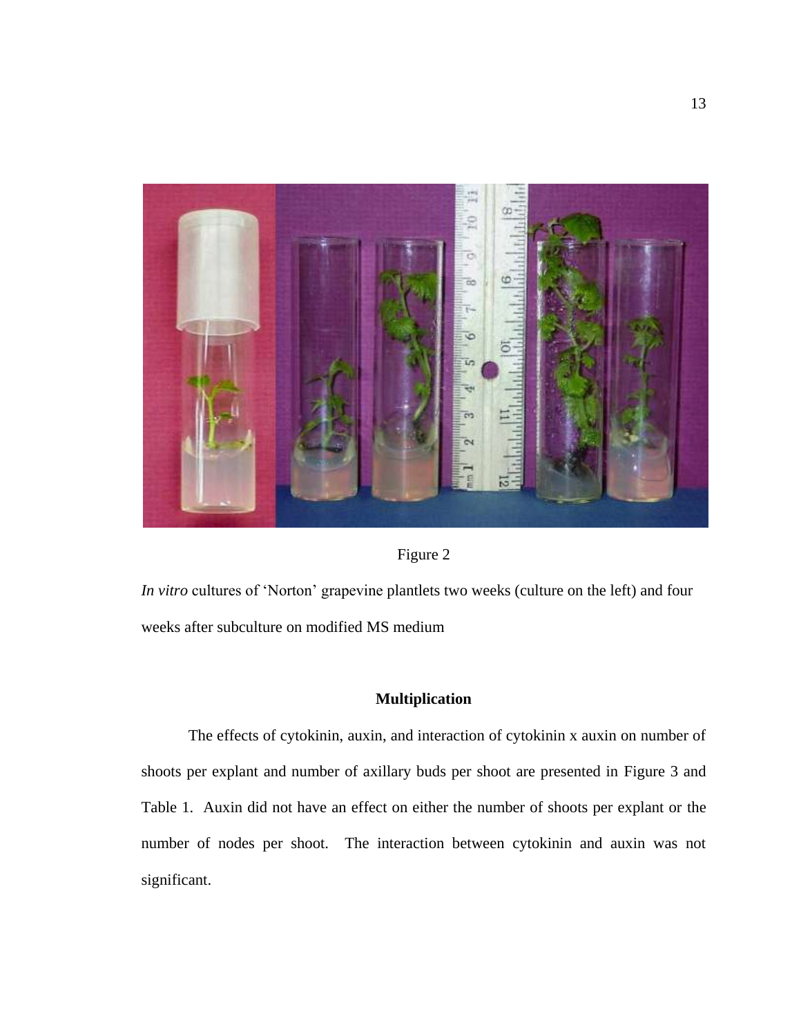Figure 2

*In vitro* cultures of ‘Norton’ grapevine plantlets two weeks (culture on the left) and four weeks after subculture on modified MS medium

### Multiplication

The effects of cytokinin, auxin, and interaction of cytokinin x auxin on number of shoots per explant and number of axillary buds per shoot are presented in Figure 3 and Table 1. Auxin did not have an effect on either the number of shoots per explant or the number of nodes per shoot. The interaction between cytokinin and auxin was not significant.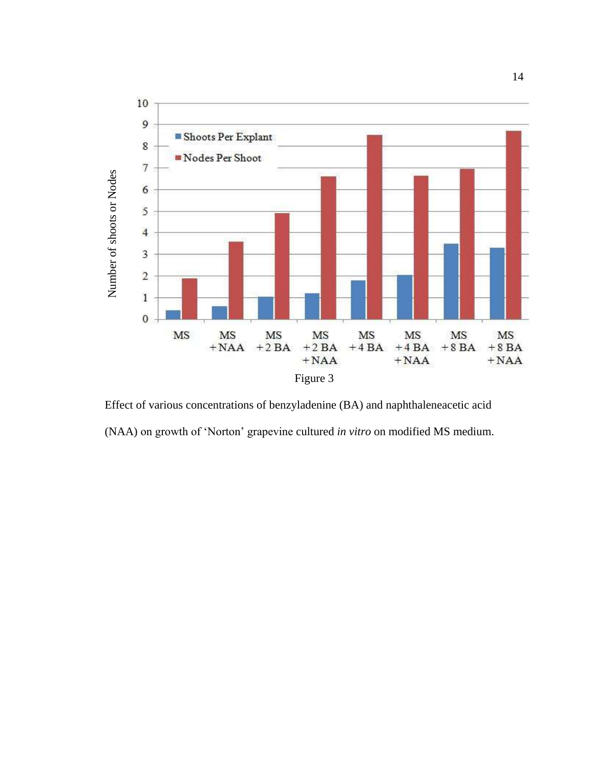Figure 3

Effect of various concentrations of benzyladenine (BA) and naphthaleneacetic acid (NAA) on growth of 'Norton' grapevine cultured *in vitro* on modified MS medium.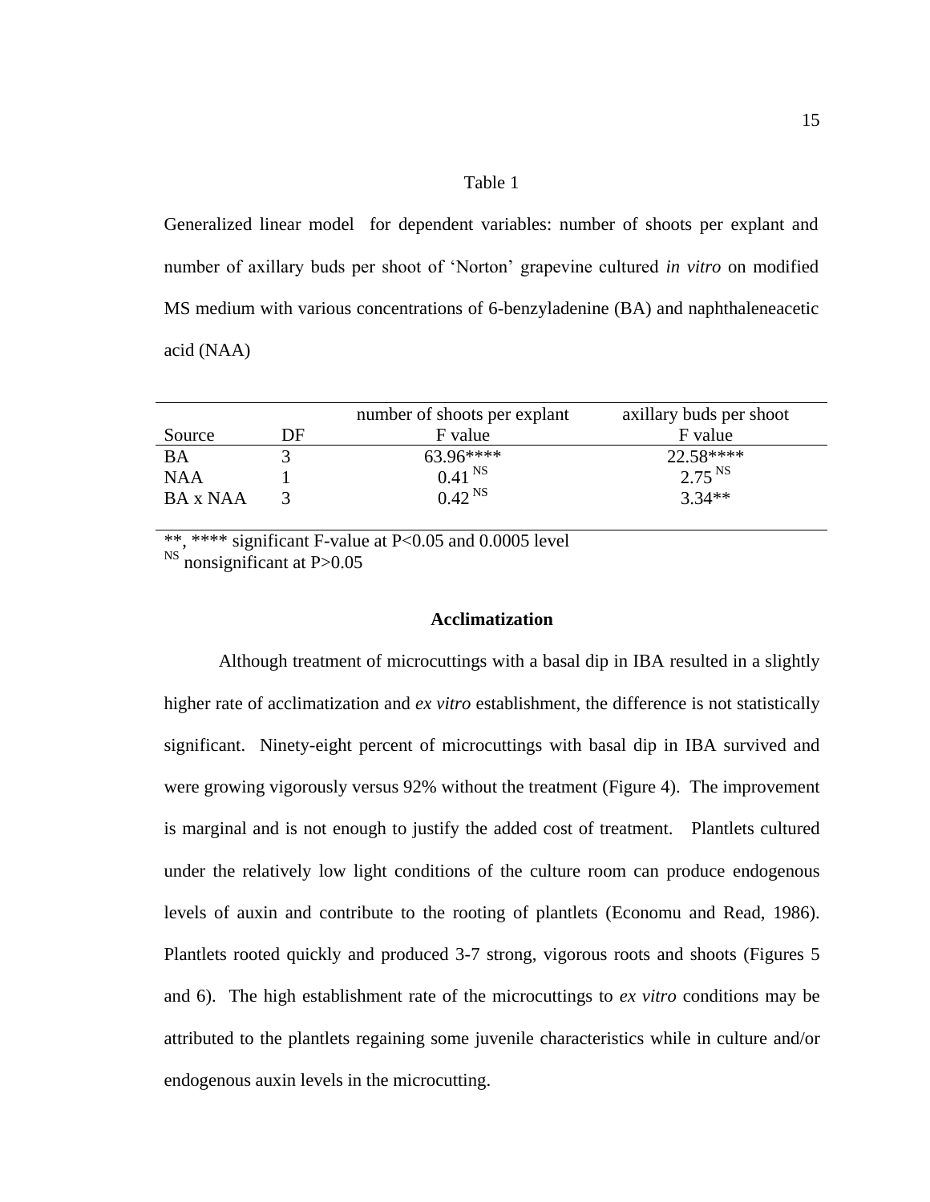Table 1

Generalized linear model for dependent variables: number of shoots per explant and number of axillary buds per shoot of 'Norton' grapevine cultured *in vitro* on modified MS medium with various concentrations of 6-benzyladenine (BA) and naphthaleneacetic acid (NAA)

| Source | DF | number of shoots per explant F value | axillary buds per shoot F value |
|---|---|---|---|
| BA | 3 | 63.96**** | 22.58**** |
| NAA | 1 | 0.41 $^{NS}$ | 2.75 $^{NS}$ |
| BA x NAA | 3 | 0.42 $^{NS}$ | 3.34** |

**, **** significant F-value at $P<0.05$ and 0.0005 level
$^{NS}$ nonsignificant at $P>0.05$

## Acclimatization

Although treatment of microcuttings with a basal dip in IBA resulted in a slightly higher rate of acclimatization and *ex vitro* establishment, the difference is not statistically significant. Ninety-eight percent of microcuttings with basal dip in IBA survived and were growing vigorously versus 92% without the treatment (Figure 4). The improvement is marginal and is not enough to justify the added cost of treatment. Plantlets cultured under the relatively low light conditions of the culture room can produce endogenous levels of auxin and contribute to the rooting of plantlets (Economu and Read, 1986). Plantlets rooted quickly and produced 3-7 strong, vigorous roots and shoots (Figures 5 and 6). The high establishment rate of the microcuttings to *ex vitro* conditions may be attributed to the plantlets regaining some juvenile characteristics while in culture and/or endogenous auxin levels in the microcutting.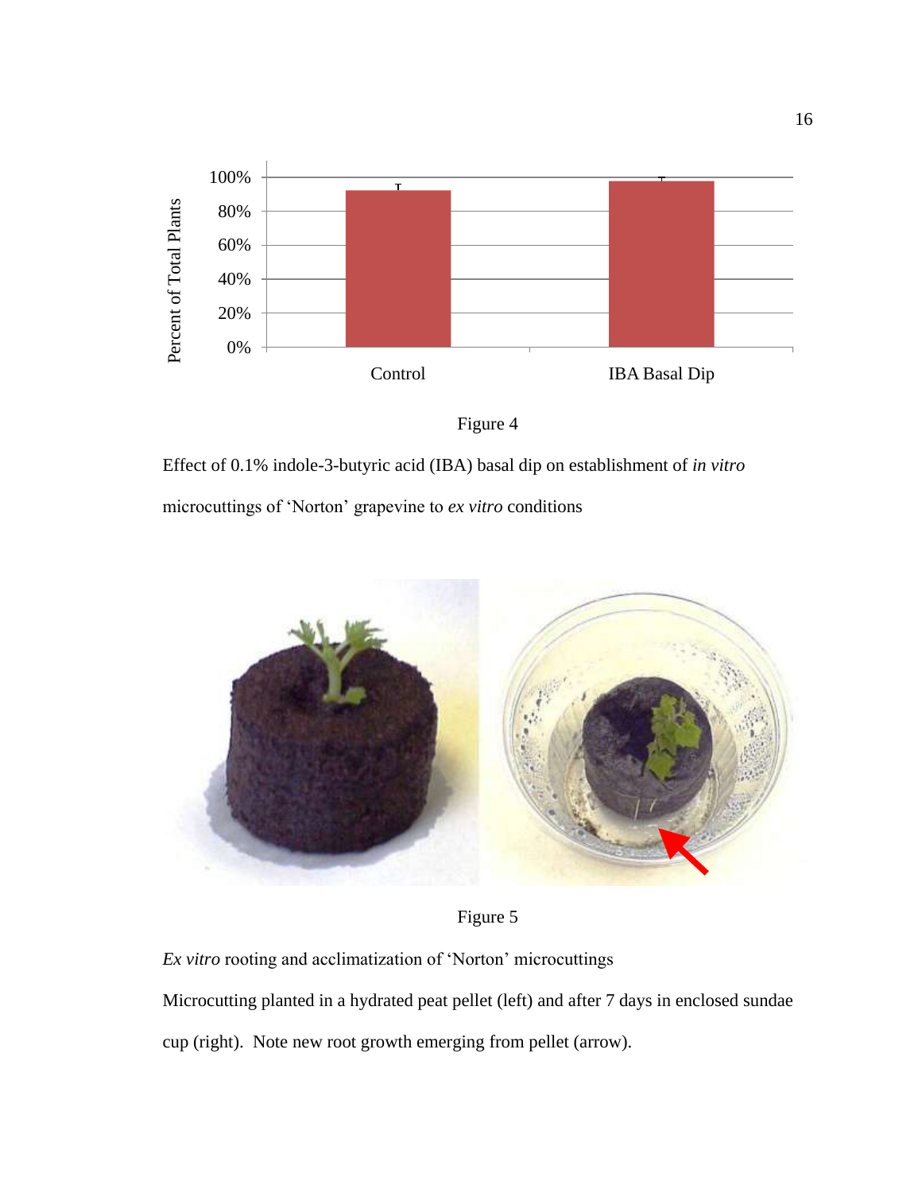Figure 4

Effect of 0.1% indole-3-butyric acid (IBA) basal dip on establishment of *in vitro* microcuttings of 'Norton' grapevine to *ex vitro* conditions

Figure 5

*Ex vitro* rooting and acclimatization of 'Norton' microcuttings

Microcutting planted in a hydrated peat pellet (left) and after 7 days in enclosed sundae cup (right). Note new root growth emerging from pellet (arrow).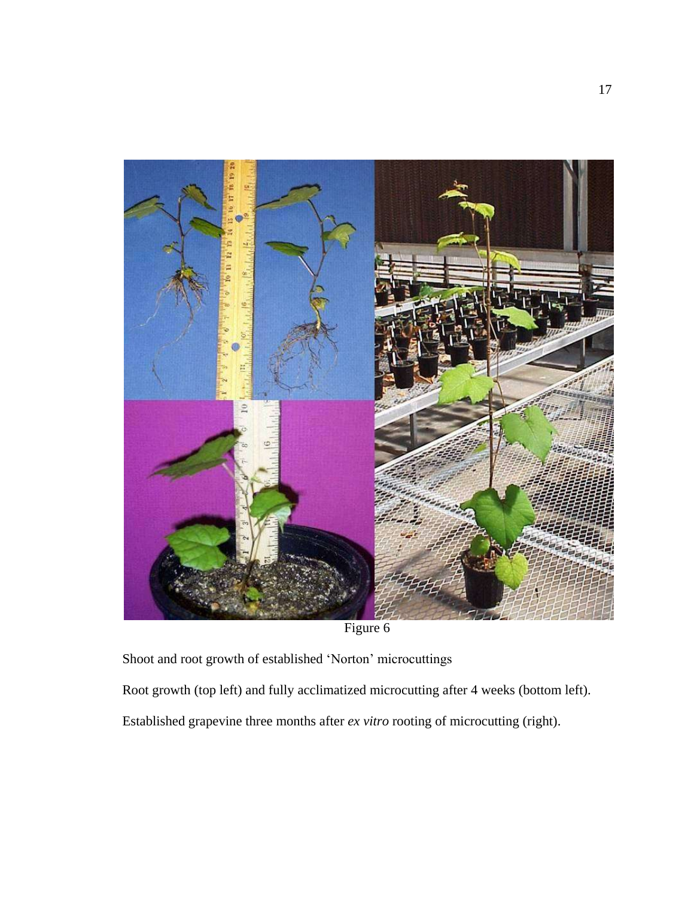Figure 6

Shoot and root growth of established 'Norton' microcuttings

Root growth (top left) and fully acclimatized microcutting after 4 weeks (bottom left).

Established grapevine three months after *ex vitro* rooting of microcutting (right).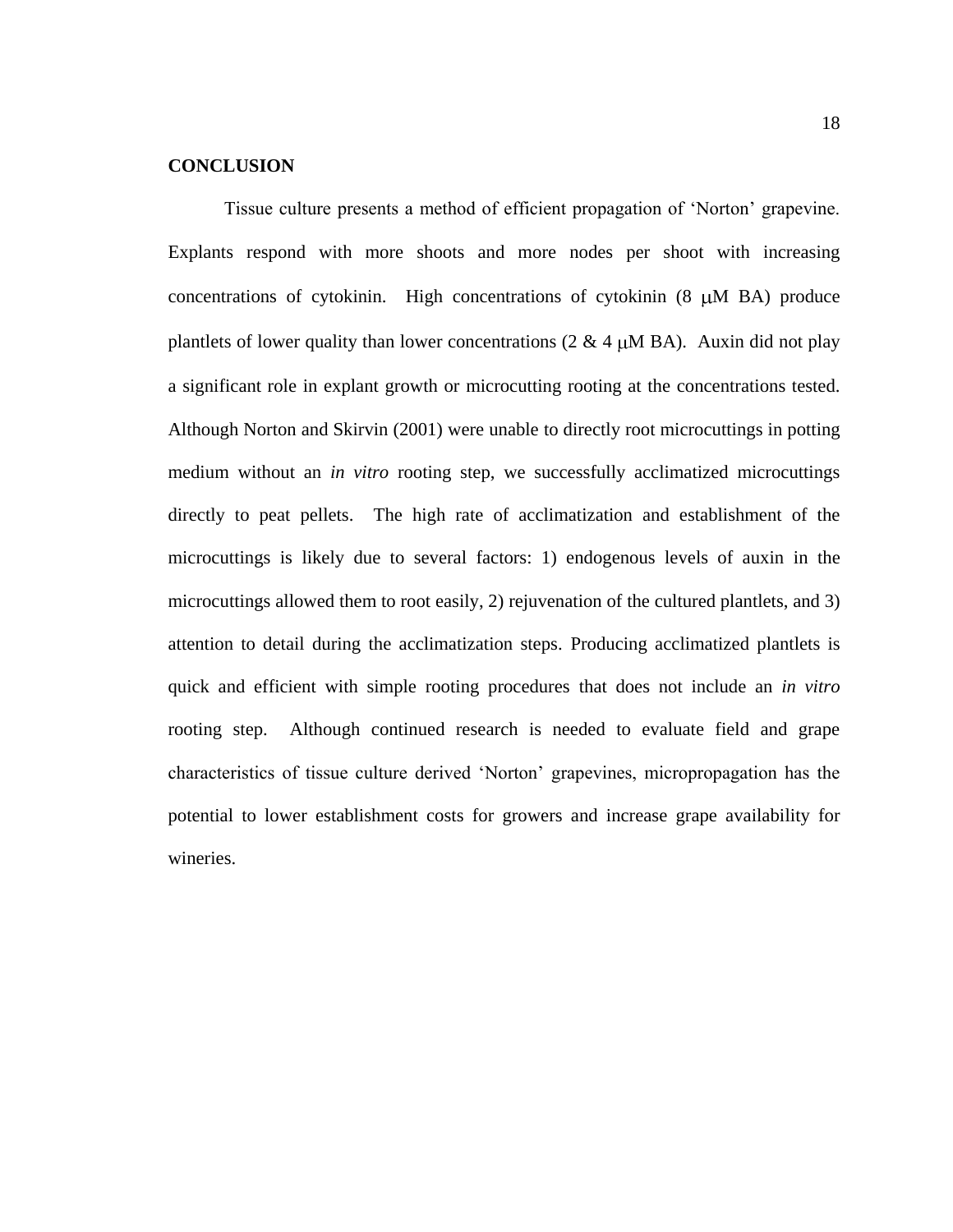## CONCLUSION

Tissue culture presents a method of efficient propagation of 'Norton' grapevine. Explants respond with more shoots and more nodes per shoot with increasing concentrations of cytokinin. High concentrations of cytokinin (8 $\mu$M BA) produce plantlets of lower quality than lower concentrations (2 & 4 $\mu$M BA). Auxin did not play a significant role in explant growth or microcutting rooting at the concentrations tested. Although Norton and Skirvin (2001) were unable to directly root microcuttings in potting medium without an *in vitro* rooting step, we successfully acclimatized microcuttings directly to peat pellets. The high rate of acclimatization and establishment of the microcuttings is likely due to several factors: 1) endogenous levels of auxin in the microcuttings allowed them to root easily, 2) rejuvenation of the cultured plantlets, and 3) attention to detail during the acclimatization steps. Producing acclimatized plantlets is quick and efficient with simple rooting procedures that does not include an *in vitro* rooting step. Although continued research is needed to evaluate field and grape characteristics of tissue culture derived 'Norton' grapevines, micropropagation has the potential to lower establishment costs for growers and increase grape availability for wineries.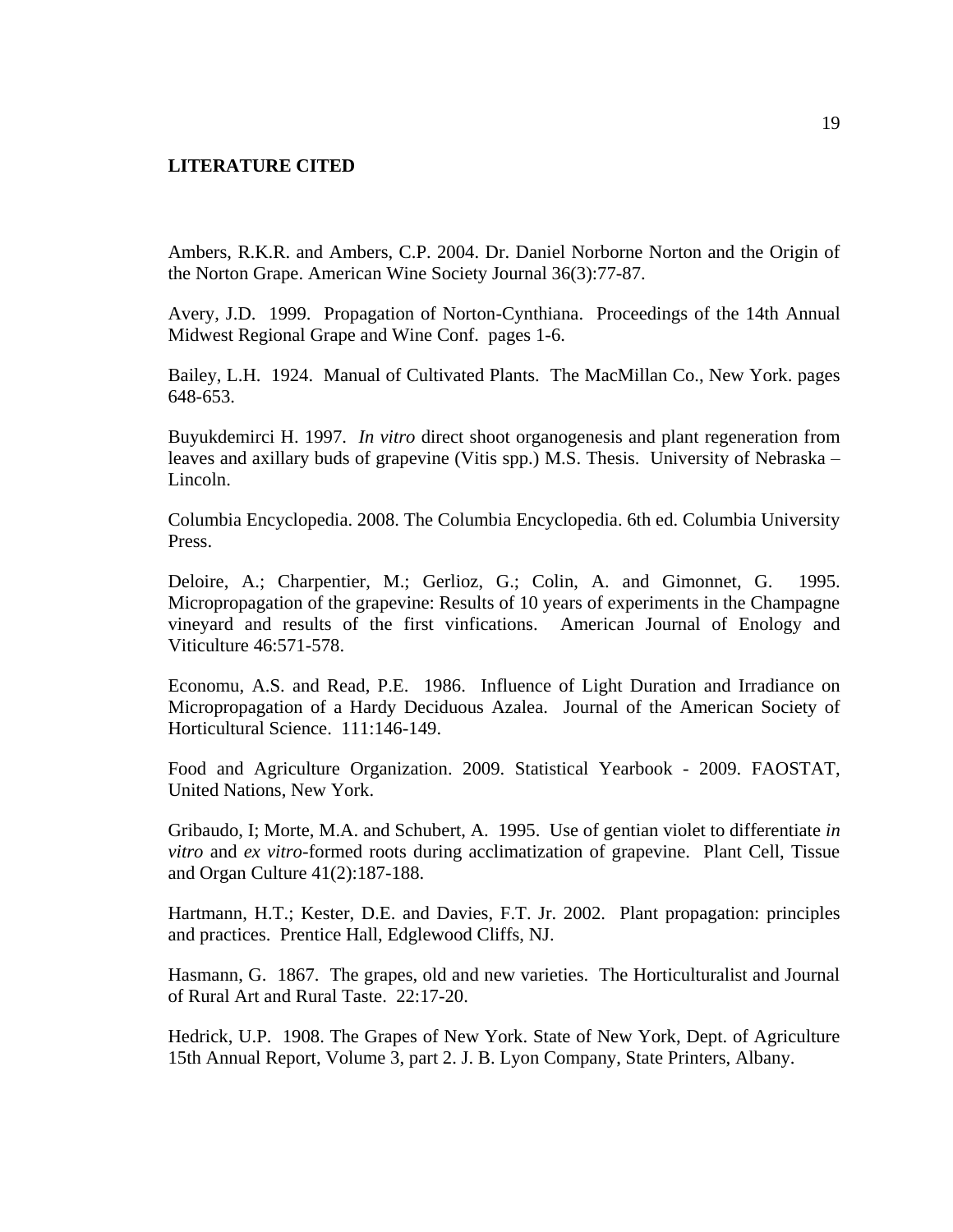## LITERATURE CITED

Ambers, R.K.R. and Ambers, C.P. 2004. Dr. Daniel Norborne Norton and the Origin of the Norton Grape. American Wine Society Journal 36(3):77-87.

Avery, J.D. 1999. Propagation of Norton-Cynthiana. Proceedings of the 14th Annual Midwest Regional Grape and Wine Conf. pages 1-6.

Bailey, L.H. 1924. Manual of Cultivated Plants. The MacMillan Co., New York. pages 648-653.

Buyukdemirci H. 1997. *In vitro* direct shoot organogenesis and plant regeneration from leaves and axillary buds of grapevine (Vitis spp.) M.S. Thesis. University of Nebraska – Lincoln.

Columbia Encyclopedia. 2008. The Columbia Encyclopedia. 6th ed. Columbia University Press.

Deloire, A.; Charpentier, M.; Gerlioz, G.; Colin, A. and Gimonnet, G. 1995. Micropropagation of the grapevine: Results of 10 years of experiments in the Champagne vineyard and results of the first vinfications. American Journal of Enology and Viticulture 46:571-578.

Economu, A.S. and Read, P.E. 1986. Influence of Light Duration and Irradiance on Micropropagation of a Hardy Deciduous Azalea. Journal of the American Society of Horticultural Science. 111:146-149.

Food and Agriculture Organization. 2009. Statistical Yearbook - 2009. FAOSTAT, United Nations, New York.

Gribaudo, I; Morte, M.A. and Schubert, A. 1995. Use of gentian violet to differentiate *in vitro* and *ex vitro*-formed roots during acclimatization of grapevine. Plant Cell, Tissue and Organ Culture 41(2):187-188.

Hartmann, H.T.; Kester, D.E. and Davies, F.T. Jr. 2002. Plant propagation: principles and practices. Prentice Hall, Edglewood Cliffs, NJ.

Hasmann, G. 1867. The grapes, old and new varieties. The Horticulturalist and Journal of Rural Art and Rural Taste. 22:17-20.

Hedrick, U.P. 1908. The Grapes of New York. State of New York, Dept. of Agriculture 15th Annual Report, Volume 3, part 2. J. B. Lyon Company, State Printers, Albany.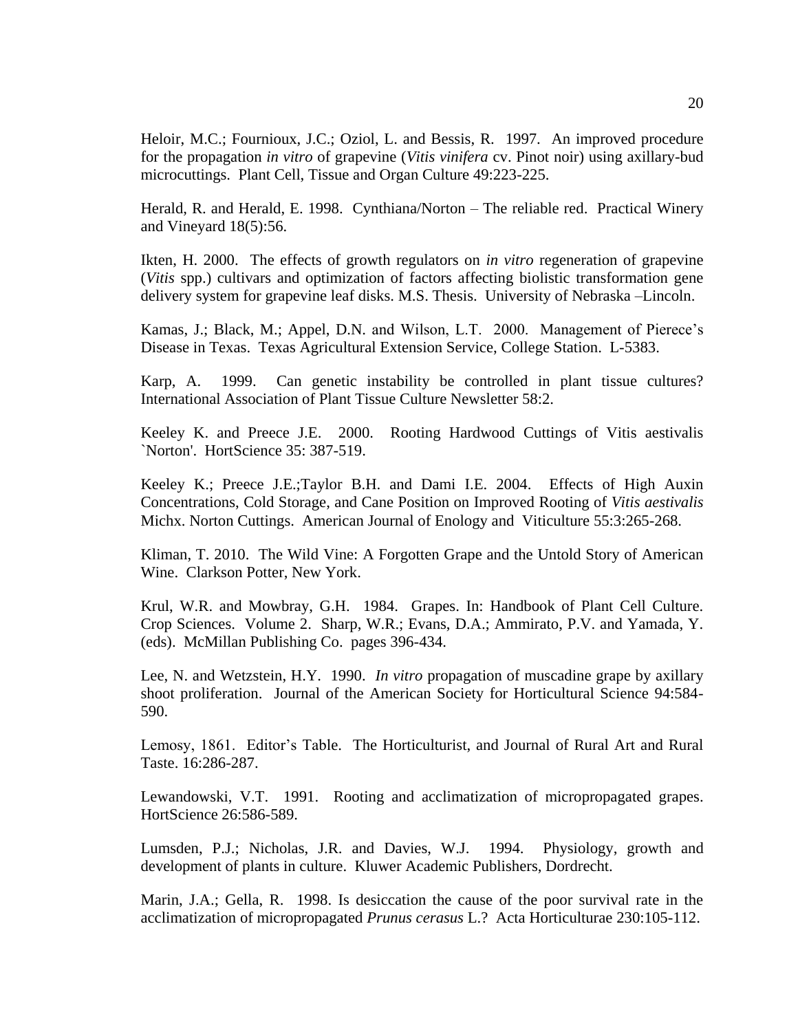Heloir, M.C.; Fournioux, J.C.; Oziol, L. and Bessis, R. 1997. An improved procedure for the propagation *in vitro* of grapevine (*Vitis vinifera* cv. Pinot noir) using axillary-bud microcuttings. Plant Cell, Tissue and Organ Culture 49:223-225.

Herald, R. and Herald, E. 1998. Cynthiana/Norton – The reliable red. Practical Winery and Vineyard 18(5):56.

Ikten, H. 2000. The effects of growth regulators on *in vitro* regeneration of grapevine (*Vitis* spp.) cultivars and optimization of factors affecting biolistic transformation gene delivery system for grapevine leaf disks. M.S. Thesis. University of Nebraska –Lincoln.

Kamas, J.; Black, M.; Appel, D.N. and Wilson, L.T. 2000. Management of Pierece's Disease in Texas. Texas Agricultural Extension Service, College Station. L-5383.

Karp, A. 1999. Can genetic instability be controlled in plant tissue cultures? International Association of Plant Tissue Culture Newsletter 58:2.

Keeley K. and Preece J.E. 2000. Rooting Hardwood Cuttings of Vitis aestivalis `Norton'. HortScience 35: 387-519.

Keeley K.; Preece J.E.;Taylor B.H. and Dami I.E. 2004. Effects of High Auxin Concentrations, Cold Storage, and Cane Position on Improved Rooting of *Vitis aestivalis* Michx. Norton Cuttings. American Journal of Enology and Viticulture 55:3:265-268.

Kliman, T. 2010. The Wild Vine: A Forgotten Grape and the Untold Story of American Wine. Clarkson Potter, New York.

Krul, W.R. and Mowbray, G.H. 1984. Grapes. In: Handbook of Plant Cell Culture. Crop Sciences. Volume 2. Sharp, W.R.; Evans, D.A.; Ammirato, P.V. and Yamada, Y. (eds). McMillan Publishing Co. pages 396-434.

Lee, N. and Wetzstein, H.Y. 1990. *In vitro* propagation of muscadine grape by axillary shoot proliferation. Journal of the American Society for Horticultural Science 94:584-590.

Lemosy, 1861. Editor's Table. The Horticulturist, and Journal of Rural Art and Rural Taste. 16:286-287.

Lewandowski, V.T. 1991. Rooting and acclimatization of micropropagated grapes. HortScience 26:586-589.

Lumsden, P.J.; Nicholas, J.R. and Davies, W.J. 1994. Physiology, growth and development of plants in culture. Kluwer Academic Publishers, Dordrecht.

Marin, J.A.; Gella, R. 1998. Is desiccation the cause of the poor survival rate in the acclimatization of micropropagated *Prunus cerasus* L.? Acta Horticulturae 230:105-112.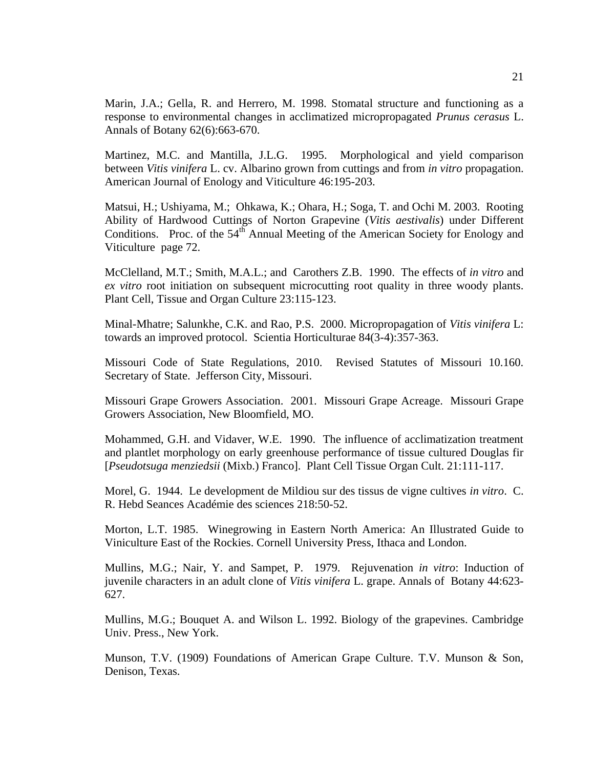Marin, J.A.; Gella, R. and Herrero, M. 1998. Stomatal structure and functioning as a response to environmental changes in acclimatized micropropagated *Prunus cerasus* L. Annals of Botany 62(6):663-670.

Martinez, M.C. and Mantilla, J.L.G. 1995. Morphological and yield comparison between *Vitis vinifera* L. cv. Albarino grown from cuttings and from *in vitro* propagation. American Journal of Enology and Viticulture 46:195-203.

Matsui, H.; Ushiyama, M.; Ohkawa, K.; Ohara, H.; Soga, T. and Ochi M. 2003. Rooting Ability of Hardwood Cuttings of Norton Grapevine (*Vitis aestivalis*) under Different Conditions. Proc. of the 54th Annual Meeting of the American Society for Enology and Viticulture page 72.

McClelland, M.T.; Smith, M.A.L.; and Carothers Z.B. 1990. The effects of *in vitro* and *ex vitro* root initiation on subsequent microcutting root quality in three woody plants. Plant Cell, Tissue and Organ Culture 23:115-123.

Minal-Mhatre; Salunkhe, C.K. and Rao, P.S. 2000. Micropropagation of *Vitis vinifera* L: towards an improved protocol. Scientia Horticulturae 84(3-4):357-363.

Missouri Code of State Regulations, 2010. Revised Statutes of Missouri 10.160. Secretary of State. Jefferson City, Missouri.

Missouri Grape Growers Association. 2001. Missouri Grape Acreage. Missouri Grape Growers Association, New Bloomfield, MO.

Mohammed, G.H. and Vidaver, W.E. 1990. The influence of acclimatization treatment and plantlet morphology on early greenhouse performance of tissue cultured Douglas fir [*Pseudotsuga menziedsii* (Mixb.) Franco]. Plant Cell Tissue Organ Cult. 21:111-117.

Morel, G. 1944. Le development de Mildiou sur des tissus de vigne cultives *in vitro*. C. R. Hebd Seances Académie des sciences 218:50-52.

Morton, L.T. 1985. Winegrowing in Eastern North America: An Illustrated Guide to Viniculture East of the Rockies. Cornell University Press, Ithaca and London.

Mullins, M.G.; Nair, Y. and Sampet, P. 1979. Rejuvenation *in vitro*: Induction of juvenile characters in an adult clone of *Vitis vinifera* L. grape. Annals of Botany 44:623-627.

Mullins, M.G.; Bouquet A. and Wilson L. 1992. Biology of the grapevines. Cambridge Univ. Press., New York.

Munson, T.V. (1909) Foundations of American Grape Culture. T.V. Munson & Son, Denison, Texas.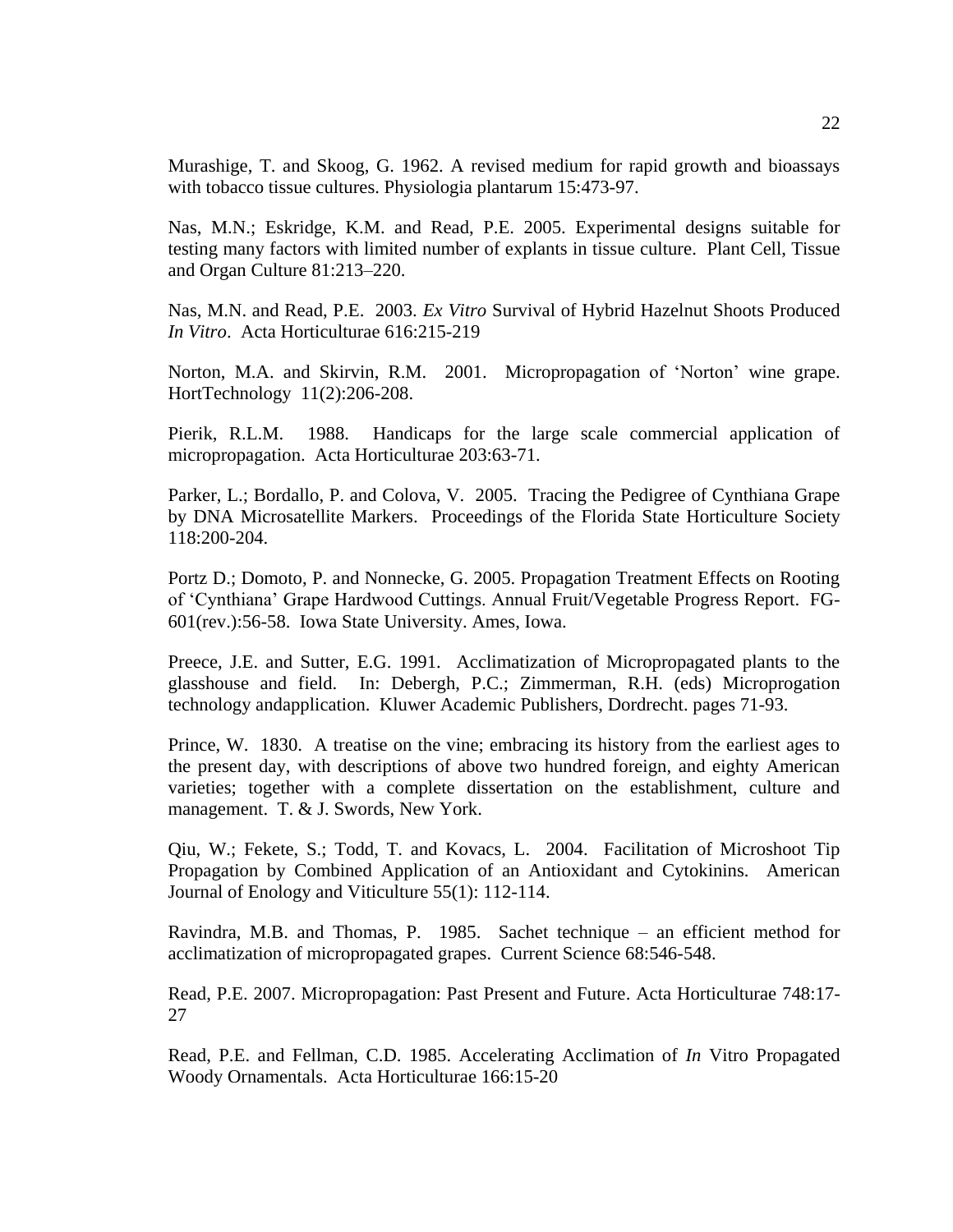Murashige, T. and Skoog, G. 1962. A revised medium for rapid growth and bioassays with tobacco tissue cultures. Physiologia plantarum 15:473-97.

Nas, M.N.; Eskridge, K.M. and Read, P.E. 2005. Experimental designs suitable for testing many factors with limited number of explants in tissue culture. Plant Cell, Tissue and Organ Culture 81:213–220.

Nas, M.N. and Read, P.E. 2003. *Ex Vitro* Survival of Hybrid Hazelnut Shoots Produced *In Vitro*. Acta Horticulturae 616:215-219

Norton, M.A. and Skirvin, R.M. 2001. Micropropagation of 'Norton' wine grape. HortTechnology 11(2):206-208.

Pierik, R.L.M. 1988. Handicaps for the large scale commercial application of micropropagation. Acta Horticulturae 203:63-71.

Parker, L.; Bordallo, P. and Colova, V. 2005. Tracing the Pedigree of Cynthiana Grape by DNA Microsatellite Markers. Proceedings of the Florida State Horticulture Society 118:200-204.

Portz D.; Domoto, P. and Nonnecke, G. 2005. Propagation Treatment Effects on Rooting of 'Cynthiana' Grape Hardwood Cuttings. Annual Fruit/Vegetable Progress Report. FG-601(rev.):56-58. Iowa State University. Ames, Iowa.

Preece, J.E. and Sutter, E.G. 1991. Acclimatization of Micropropagated plants to the glasshouse and field. In: Debergh, P.C.; Zimmerman, R.H. (eds) Microprogation technology andapplication. Kluwer Academic Publishers, Dordrecht. pages 71-93.

Prince, W. 1830. A treatise on the vine; embracing its history from the earliest ages to the present day, with descriptions of above two hundred foreign, and eighty American varieties; together with a complete dissertation on the establishment, culture and management. T. & J. Swords, New York.

Qiu, W.; Fekete, S.; Todd, T. and Kovacs, L. 2004. Facilitation of Microshoot Tip Propagation by Combined Application of an Antioxidant and Cytokinins. American Journal of Enology and Viticulture 55(1): 112-114.

Ravindra, M.B. and Thomas, P. 1985. Sachet technique – an efficient method for acclimatization of micropropagated grapes. Current Science 68:546-548.

Read, P.E. 2007. Micropropagation: Past Present and Future. Acta Horticulturae 748:17-27

Read, P.E. and Fellman, C.D. 1985. Accelerating Acclimation of *In* Vitro Propagated Woody Ornamentals. Acta Horticulturae 166:15-20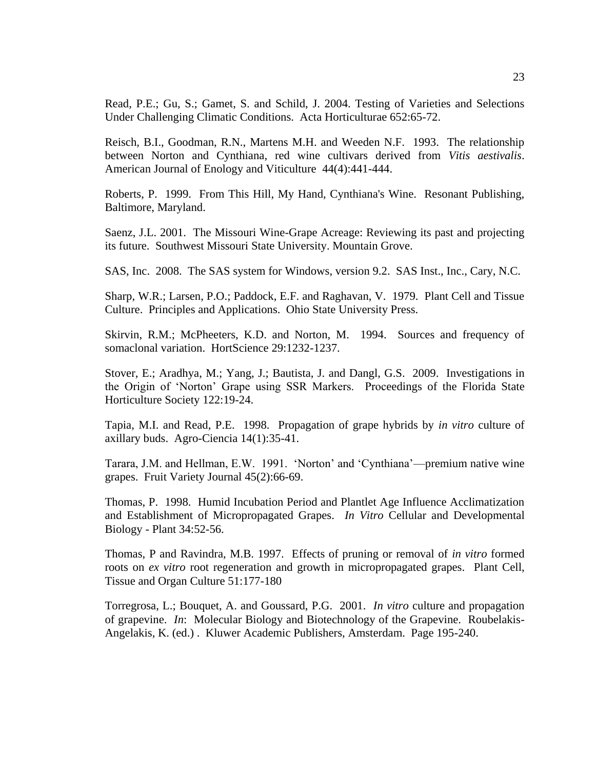Read, P.E.; Gu, S.; Gamet, S. and Schild, J. 2004. Testing of Varieties and Selections Under Challenging Climatic Conditions. Acta Horticulturae 652:65-72.

Reisch, B.I., Goodman, R.N., Martens M.H. and Weeden N.F. 1993. The relationship between Norton and Cynthiana, red wine cultivars derived from *Vitis aestivalis*. American Journal of Enology and Viticulture 44(4):441-444.

Roberts, P. 1999. From This Hill, My Hand, Cynthiana's Wine. Resonant Publishing, Baltimore, Maryland.

Saenz, J.L. 2001. The Missouri Wine-Grape Acreage: Reviewing its past and projecting its future. Southwest Missouri State University. Mountain Grove.

SAS, Inc. 2008. The SAS system for Windows, version 9.2. SAS Inst., Inc., Cary, N.C.

Sharp, W.R.; Larsen, P.O.; Paddock, E.F. and Raghavan, V. 1979. Plant Cell and Tissue Culture. Principles and Applications. Ohio State University Press.

Skirvin, R.M.; McPheeters, K.D. and Norton, M. 1994. Sources and frequency of somaclonal variation. HortScience 29:1232-1237.

Stover, E.; Aradhya, M.; Yang, J.; Bautista, J. and Dangl, G.S. 2009. Investigations in the Origin of 'Norton' Grape using SSR Markers. Proceedings of the Florida State Horticulture Society 122:19-24.

Tapia, M.I. and Read, P.E. 1998. Propagation of grape hybrids by *in vitro* culture of axillary buds. Agro-Ciencia 14(1):35-41.

Tarara, J.M. and Hellman, E.W. 1991. 'Norton' and 'Cynthiana'—premium native wine grapes. Fruit Variety Journal 45(2):66-69.

Thomas, P. 1998. Humid Incubation Period and Plantlet Age Influence Acclimatization and Establishment of Micropropagated Grapes. *In Vitro* Cellular and Developmental Biology - Plant 34:52-56.

Thomas, P and Ravindra, M.B. 1997. Effects of pruning or removal of *in vitro* formed roots on *ex vitro* root regeneration and growth in micropropagated grapes. Plant Cell, Tissue and Organ Culture 51:177-180

Torregrosa, L.; Bouquet, A. and Goussard, P.G. 2001. *In vitro* culture and propagation of grapevine. *In*: Molecular Biology and Biotechnology of the Grapevine. Roubelakis-Angelakis, K. (ed.) . Kluwer Academic Publishers, Amsterdam. Page 195-240.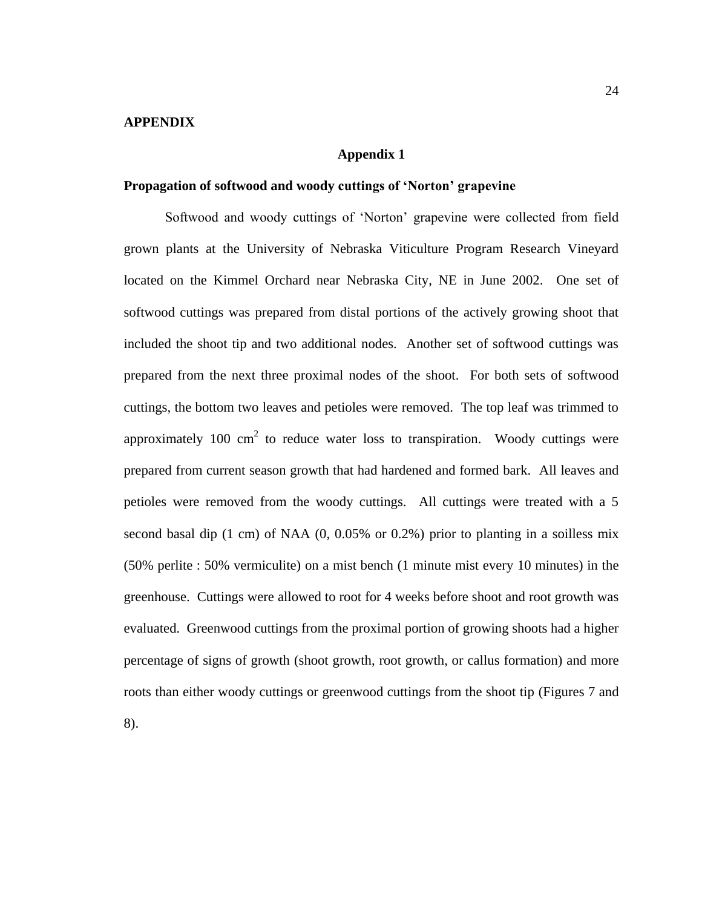# APPENDIX

## Appendix 1

### Propagation of softwood and woody cuttings of 'Norton' grapevine

Softwood and woody cuttings of 'Norton' grapevine were collected from field grown plants at the University of Nebraska Viticulture Program Research Vineyard located on the Kimmel Orchard near Nebraska City, NE in June 2002. One set of softwood cuttings was prepared from distal portions of the actively growing shoot that included the shoot tip and two additional nodes. Another set of softwood cuttings was prepared from the next three proximal nodes of the shoot. For both sets of softwood cuttings, the bottom two leaves and petioles were removed. The top leaf was trimmed to approximately 100 $cm^2$ to reduce water loss to transpiration. Woody cuttings were prepared from current season growth that had hardened and formed bark. All leaves and petioles were removed from the woody cuttings. All cuttings were treated with a 5 second basal dip (1 cm) of NAA (0, 0.05% or 0.2%) prior to planting in a soilless mix (50% perlite : 50% vermiculite) on a mist bench (1 minute mist every 10 minutes) in the greenhouse. Cuttings were allowed to root for 4 weeks before shoot and root growth was evaluated. Greenwood cuttings from the proximal portion of growing shoots had a higher percentage of signs of growth (shoot growth, root growth, or callus formation) and more roots than either woody cuttings or greenwood cuttings from the shoot tip (Figures 7 and 8).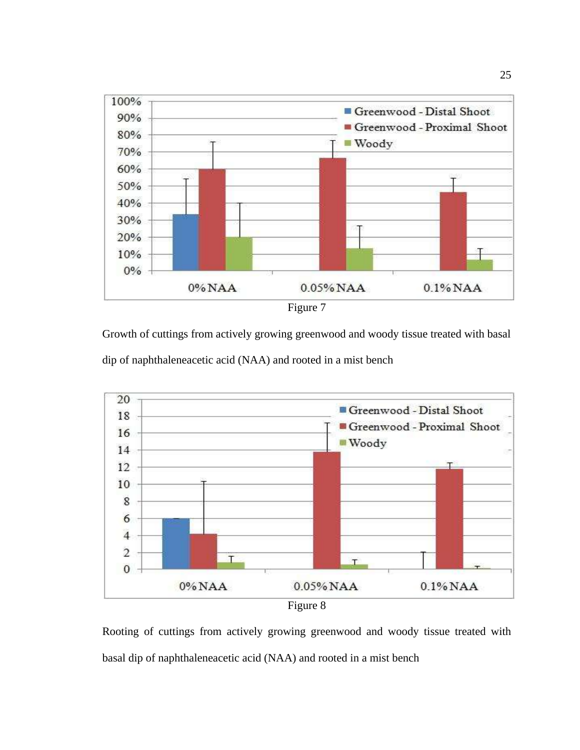Figure 7

Growth of cuttings from actively growing greenwood and woody tissue treated with basal dip of naphthaleneacetic acid (NAA) and rooted in a mist bench

Figure 8

Rooting of cuttings from actively growing greenwood and woody tissue treated with basal dip of naphthaleneacetic acid (NAA) and rooted in a mist bench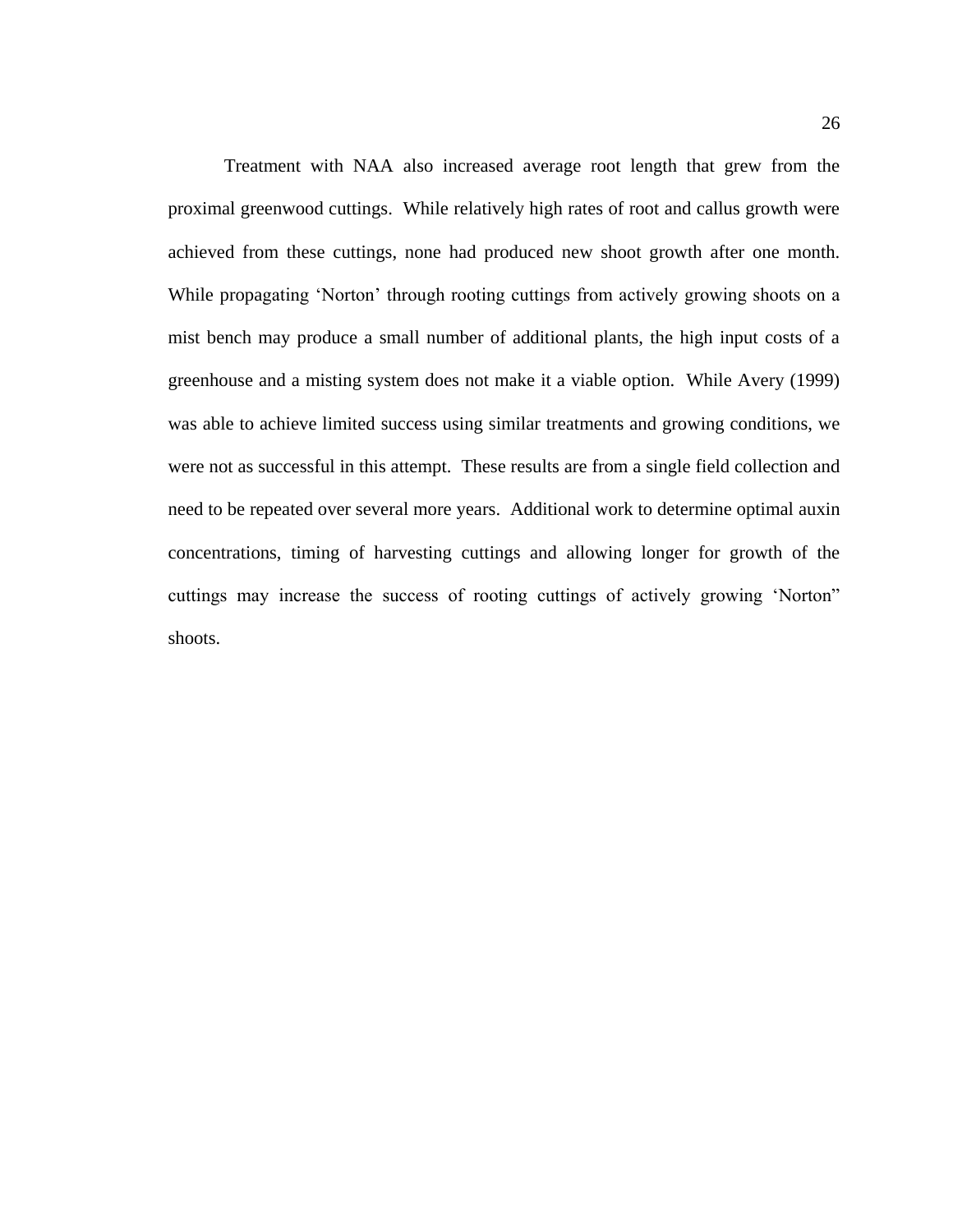Treatment with NAA also increased average root length that grew from the proximal greenwood cuttings. While relatively high rates of root and callus growth were achieved from these cuttings, none had produced new shoot growth after one month. While propagating ‘Norton’ through rooting cuttings from actively growing shoots on a mist bench may produce a small number of additional plants, the high input costs of a greenhouse and a misting system does not make it a viable option. While Avery (1999) was able to achieve limited success using similar treatments and growing conditions, we were not as successful in this attempt. These results are from a single field collection and need to be repeated over several more years. Additional work to determine optimal auxin concentrations, timing of harvesting cuttings and allowing longer for growth of the cuttings may increase the success of rooting cuttings of actively growing ‘Norton” shoots.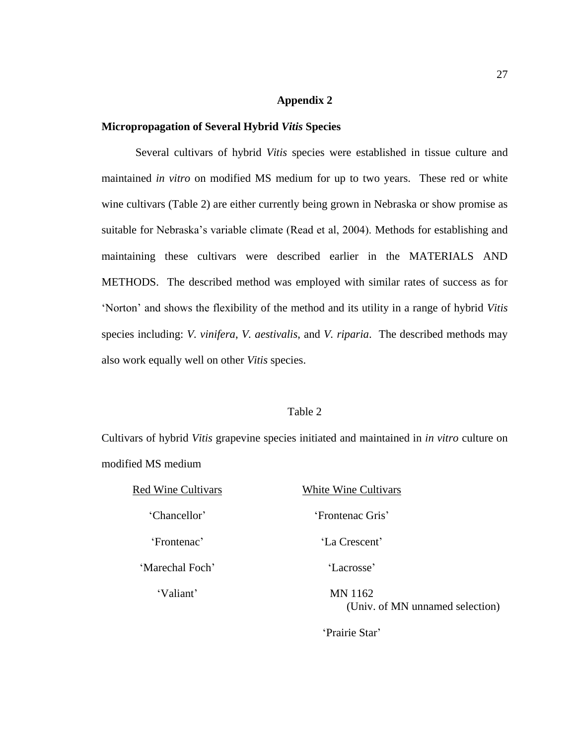## Appendix 2

### Micropropagation of Several Hybrid *Vitis* Species

Several cultivars of hybrid *Vitis* species were established in tissue culture and maintained *in vitro* on modified MS medium for up to two years. These red or white wine cultivars (Table 2) are either currently being grown in Nebraska or show promise as suitable for Nebraska's variable climate (Read et al, 2004). Methods for establishing and maintaining these cultivars were described earlier in the MATERIALS AND METHODS. The described method was employed with similar rates of success as for 'Norton' and shows the flexibility of the method and its utility in a range of hybrid *Vitis* species including: *V. vinifera*, *V. aestivalis*, and *V. riparia*. The described methods may also work equally well on other *Vitis* species.

Table 2

Cultivars of hybrid *Vitis* grapevine species initiated and maintained in *in vitro* culture on modified MS medium

| Red Wine Cultivars | White Wine Cultivars |
|---|---|
| 'Chancellor' | 'Frontenac Gris' |
| 'Frontenac' | 'La Crescent' |
| 'Marechal Foch' | 'Lacrosse' |
| 'Valiant' | MN 1162 (Univ. of MN unnamed selection) |
| | 'Prairie Star' |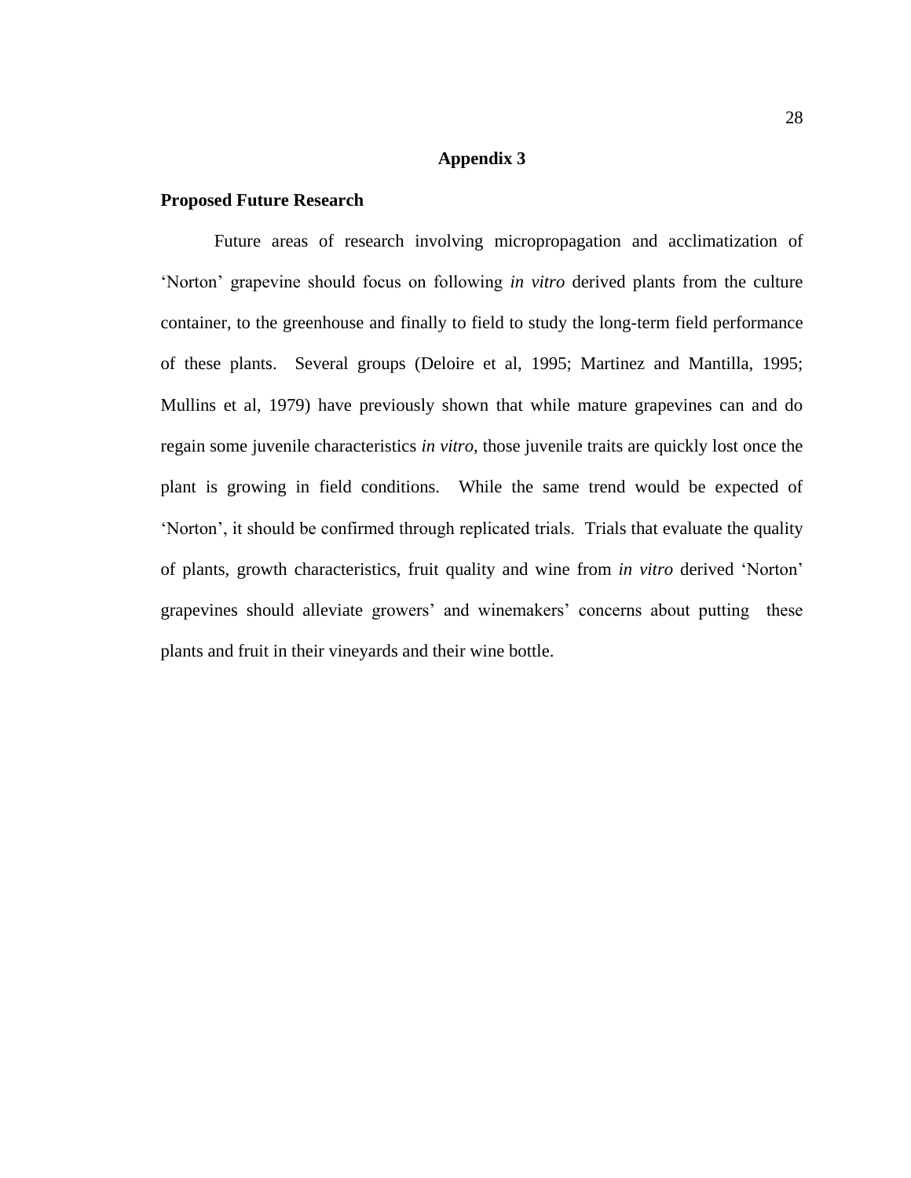# Appendix 3

## Proposed Future Research

Future areas of research involving micropropagation and acclimatization of 'Norton' grapevine should focus on following *in vitro* derived plants from the culture container, to the greenhouse and finally to field to study the long-term field performance of these plants. Several groups (Deloire et al, 1995; Martinez and Mantilla, 1995; Mullins et al, 1979) have previously shown that while mature grapevines can and do regain some juvenile characteristics *in vitro*, those juvenile traits are quickly lost once the plant is growing in field conditions. While the same trend would be expected of 'Norton', it should be confirmed through replicated trials. Trials that evaluate the quality of plants, growth characteristics, fruit quality and wine from *in vitro* derived 'Norton' grapevines should alleviate growers' and winemakers' concerns about putting these plants and fruit in their vineyards and their wine bottle.